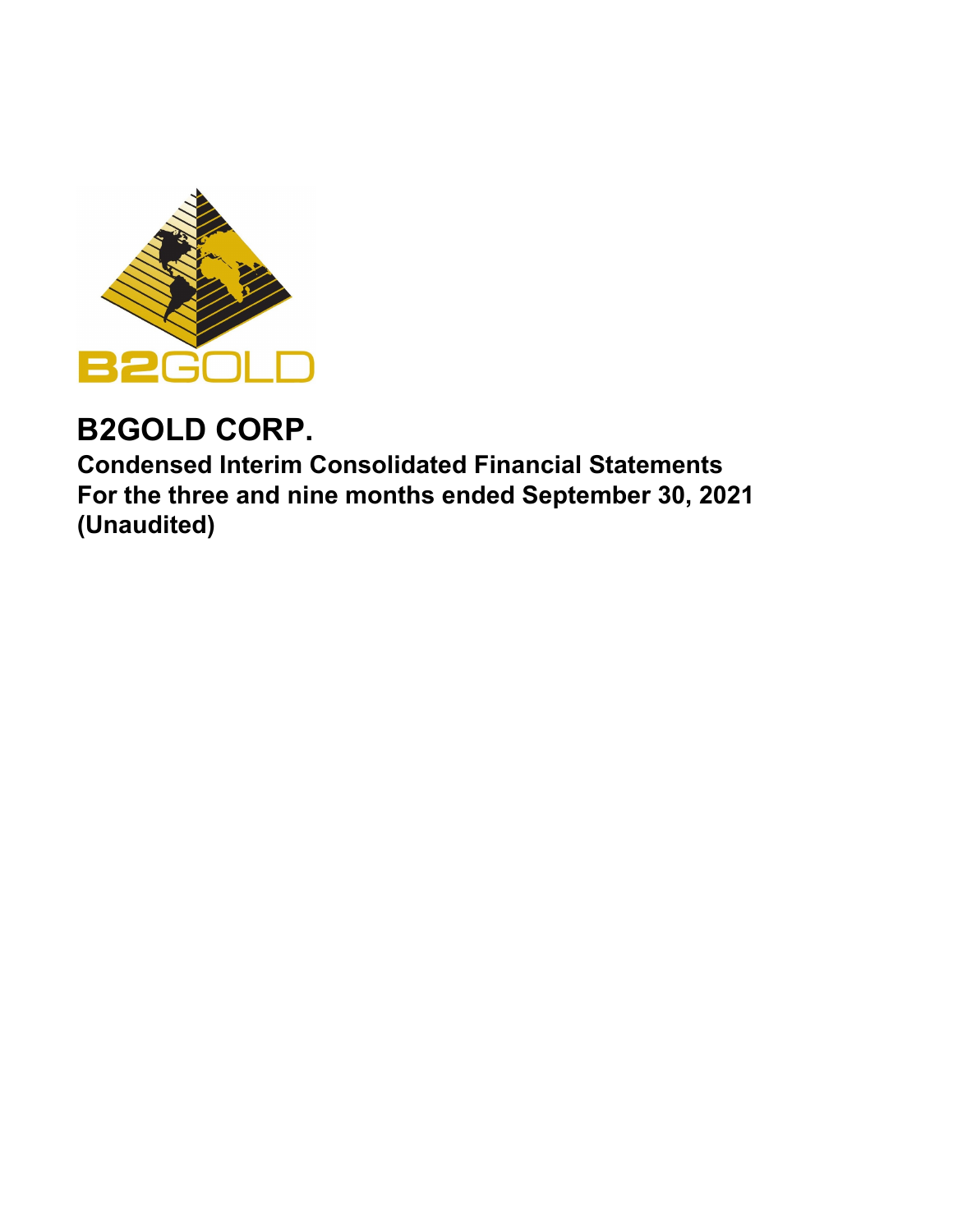# B2GOLD CORP.

**Condensed Interim Consolidated Financial Statements**
**For the three and nine months ended September 30, 2021**
**(Unaudited)**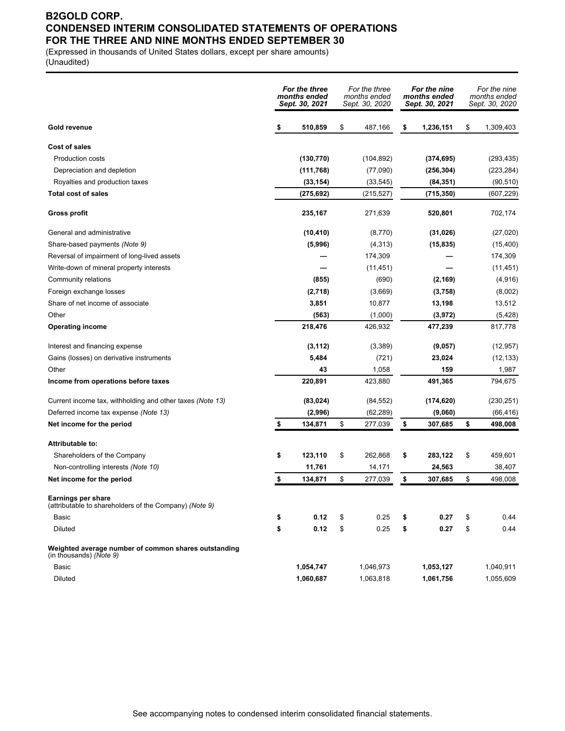# B2GOLD CORP.
# CONDENSED INTERIM CONSOLIDATED STATEMENTS OF OPERATIONS
# FOR THE THREE AND NINE MONTHS ENDED SEPTEMBER 30

(Expressed in thousands of United States dollars, except per share amounts)
(Unaudited)

| | ***For the three months ended Sept. 30, 2021*** | *For the three months ended Sept. 30, 2020* | ***For the nine months ended Sept. 30, 2021*** | *For the nine months ended Sept. 30, 2020* |
|---|---|---|---|---|
| **Gold revenue** | **$ 510,859** | $ 487,166 | **$ 1,236,151** | $ 1,309,403 |
| **Cost of sales** | | | | |
| Production costs | **(130,770)** | (104,892) | **(374,695)** | (293,435) |
| Depreciation and depletion | **(111,768)** | (77,090) | **(256,304)** | (223,284) |
| Royalties and production taxes | **(33,154)** | (33,545) | **(84,351)** | (90,510) |
| **Total cost of sales** | **(275,692)** | (215,527) | **(715,350)** | (607,229) |
| **Gross profit** | **235,167** | 271,639 | **520,801** | 702,174 |
| General and administrative | **(10,410)** | (8,770) | **(31,026)** | (27,020) |
| Share-based payments *(Note 9)* | **(5,996)** | (4,313) | **(15,835)** | (15,400) |
| Reversal of impairment of long-lived assets | **—** | 174,309 | **—** | 174,309 |
| Write-down of mineral property interests | **—** | (11,451) | **—** | (11,451) |
| Community relations | **(855)** | (690) | **(2,169)** | (4,916) |
| Foreign exchange losses | **(2,718)** | (3,669) | **(3,758)** | (8,002) |
| Share of net income of associate | **3,851** | 10,877 | **13,198** | 13,512 |
| Other | **(563)** | (1,000) | **(3,972)** | (5,428) |
| **Operating income** | **218,476** | 426,932 | **477,239** | 817,778 |
| Interest and financing expense | **(3,112)** | (3,389) | **(9,057)** | (12,957) |
| Gains (losses) on derivative instruments | **5,484** | (721) | **23,024** | (12,133) |
| Other | **43** | 1,058 | **159** | 1,987 |
| **Income from operations before taxes** | **220,891** | 423,880 | **491,365** | 794,675 |
| Current income tax, withholding and other taxes *(Note 13)* | **(83,024)** | (84,552) | **(174,620)** | (230,251) |
| Deferred income tax expense *(Note 13)* | **(2,996)** | (62,289) | **(9,060)** | (66,416) |
| **Net income for the period** | **$ 134,871** | $ 277,039 | **$ 307,685** | **$ 498,008** |
| **Attributable to:** | | | | |
| Shareholders of the Company | **$ 123,110** | $ 262,868 | **$ 283,122** | $ 459,601 |
| Non-controlling interests *(Note 10)* | **11,761** | 14,171 | **24,563** | 38,407 |
| **Net income for the period** | **$ 134,871** | $ 277,039 | **$ 307,685** | $ 498,008 |
| **Earnings per share** (attributable to shareholders of the Company) *(Note 9)* | | | | |
| Basic | **$ 0.12** | $ 0.25 | **$ 0.27** | $ 0.44 |
| Diluted | **$ 0.12** | $ 0.25 | **$ 0.27** | $ 0.44 |
| **Weighted average number of common shares outstanding** (in thousands) *(Note 9)* | | | | |
| Basic | **1,054,747** | 1,046,973 | **1,053,127** | 1,040,911 |
| Diluted | **1,060,687** | 1,063,818 | **1,061,756** | 1,055,609 |

See accompanying notes to condensed interim consolidated financial statements.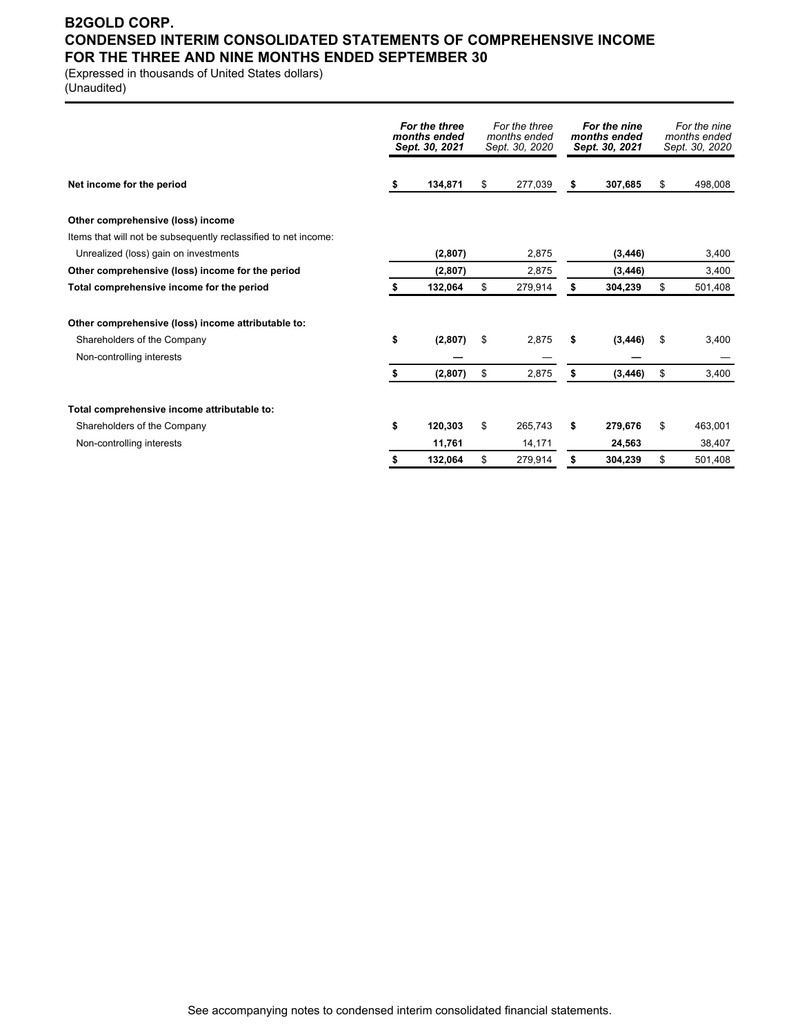# B2GOLD CORP.
# CONDENSED INTERIM CONSOLIDATED STATEMENTS OF COMPREHENSIVE INCOME
# FOR THE THREE AND NINE MONTHS ENDED SEPTEMBER 30

(Expressed in thousands of United States dollars)
(Unaudited)

| | ***For the three months ended Sept. 30, 2021*** | *For the three months ended Sept. 30, 2020* | ***For the nine months ended Sept. 30, 2021*** | *For the nine months ended Sept. 30, 2020* |
|---|---|---|---|---|
| **Net income for the period** | **$ 134,871** | $ 277,039 | **$ 307,685** | $ 498,008 |
| **Other comprehensive (loss) income** | | | | |
| Items that will not be subsequently reclassified to net income: | | | | |
| Unrealized (loss) gain on investments | **(2,807)** | 2,875 | **(3,446)** | 3,400 |
| **Other comprehensive (loss) income for the period** | **(2,807)** | 2,875 | **(3,446)** | 3,400 |
| **Total comprehensive income for the period** | **$ 132,064** | $ 279,914 | **$ 304,239** | $ 501,408 |
| **Other comprehensive (loss) income attributable to:** | | | | |
| Shareholders of the Company | **$ (2,807)** | $ 2,875 | **$ (3,446)** | $ 3,400 |
| Non-controlling interests | **—** | — | **—** | — |
| | **$ (2,807)** | $ 2,875 | **$ (3,446)** | $ 3,400 |
| **Total comprehensive income attributable to:** | | | | |
| Shareholders of the Company | **$ 120,303** | $ 265,743 | **$ 279,676** | $ 463,001 |
| Non-controlling interests | **11,761** | 14,171 | **24,563** | 38,407 |
| | **$ 132,064** | $ 279,914 | **$ 304,239** | $ 501,408 |

See accompanying notes to condensed interim consolidated financial statements.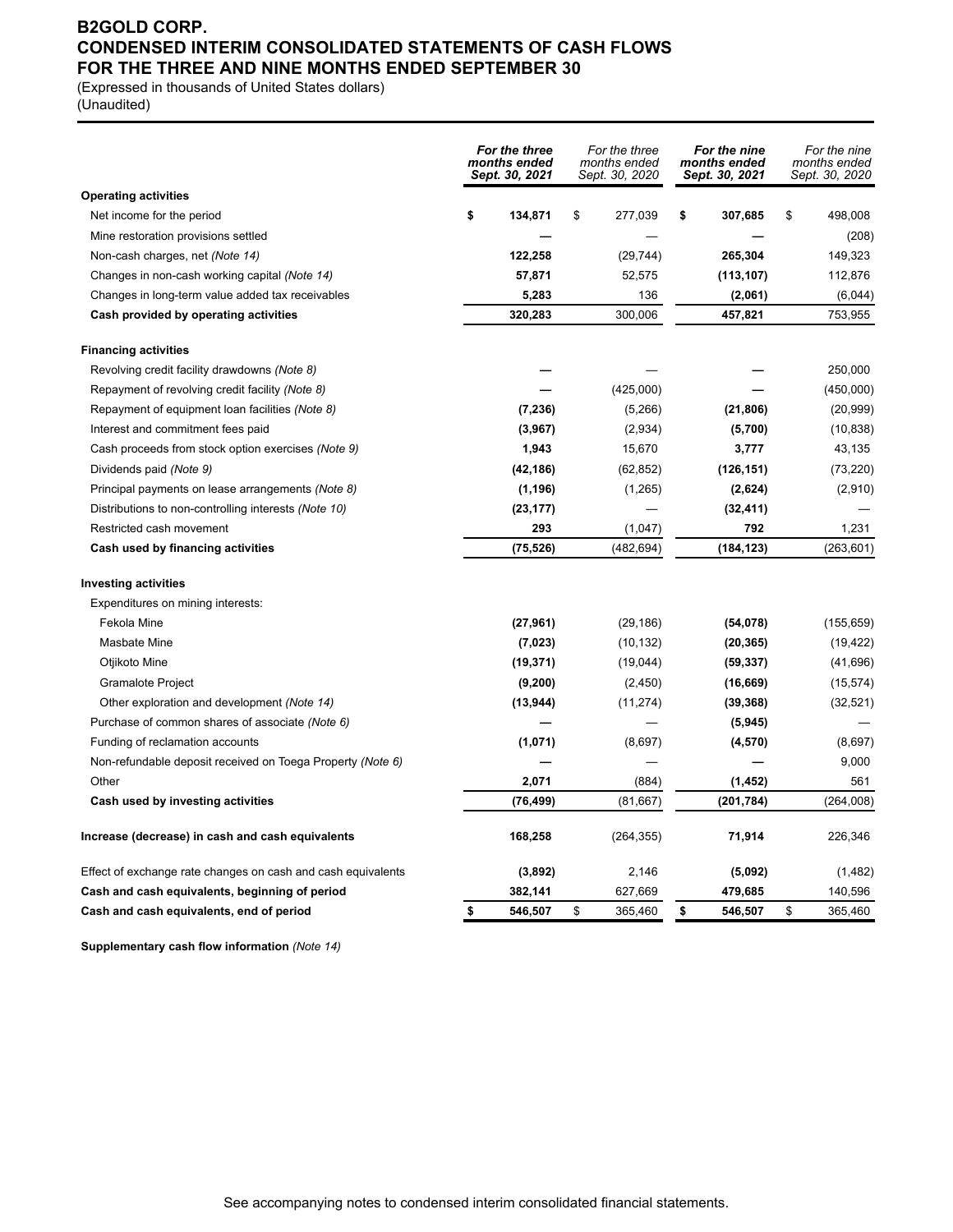# B2GOLD CORP.
# CONDENSED INTERIM CONSOLIDATED STATEMENTS OF CASH FLOWS
# FOR THE THREE AND NINE MONTHS ENDED SEPTEMBER 30

(Expressed in thousands of United States dollars)
(Unaudited)

| | ***For the three months ended Sept. 30, 2021*** | *For the three months ended Sept. 30, 2020* | ***For the nine months ended Sept. 30, 2021*** | *For the nine months ended Sept. 30, 2020* |
|---|---|---|---|---|
| **Operating activities** | | | | |
| Net income for the period | **$ 134,871** | $ 277,039 | **$ 307,685** | $ 498,008 |
| Mine restoration provisions settled | **—** | — | **—** | (208) |
| Non-cash charges, net *(Note 14)* | **122,258** | (29,744) | **265,304** | 149,323 |
| Changes in non-cash working capital *(Note 14)* | **57,871** | 52,575 | **(113,107)** | 112,876 |
| Changes in long-term value added tax receivables | **5,283** | 136 | **(2,061)** | (6,044) |
| **Cash provided by operating activities** | **320,283** | 300,006 | **457,821** | 753,955 |
| **Financing activities** | | | | |
| Revolving credit facility drawdowns *(Note 8)* | **—** | — | **—** | 250,000 |
| Repayment of revolving credit facility *(Note 8)* | **—** | (425,000) | **—** | (450,000) |
| Repayment of equipment loan facilities *(Note 8)* | **(7,236)** | (5,266) | **(21,806)** | (20,999) |
| Interest and commitment fees paid | **(3,967)** | (2,934) | **(5,700)** | (10,838) |
| Cash proceeds from stock option exercises *(Note 9)* | **1,943** | 15,670 | **3,777** | 43,135 |
| Dividends paid *(Note 9)* | **(42,186)** | (62,852) | **(126,151)** | (73,220) |
| Principal payments on lease arrangements *(Note 8)* | **(1,196)** | (1,265) | **(2,624)** | (2,910) |
| Distributions to non-controlling interests *(Note 10)* | **(23,177)** | — | **(32,411)** | — |
| Restricted cash movement | **293** | (1,047) | **792** | 1,231 |
| **Cash used by financing activities** | **(75,526)** | (482,694) | **(184,123)** | (263,601) |
| **Investing activities** | | | | |
| Expenditures on mining interests: | | | | |
| Fekola Mine | **(27,961)** | (29,186) | **(54,078)** | (155,659) |
| Masbate Mine | **(7,023)** | (10,132) | **(20,365)** | (19,422) |
| Otjikoto Mine | **(19,371)** | (19,044) | **(59,337)** | (41,696) |
| Gramalote Project | **(9,200)** | (2,450) | **(16,669)** | (15,574) |
| Other exploration and development *(Note 14)* | **(13,944)** | (11,274) | **(39,368)** | (32,521) |
| Purchase of common shares of associate *(Note 6)* | **—** | — | **(5,945)** | — |
| Funding of reclamation accounts | **(1,071)** | (8,697) | **(4,570)** | (8,697) |
| Non-refundable deposit received on Toega Property *(Note 6)* | **—** | — | **—** | 9,000 |
| Other | **2,071** | (884) | **(1,452)** | 561 |
| **Cash used by investing activities** | **(76,499)** | (81,667) | **(201,784)** | (264,008) |
| **Increase (decrease) in cash and cash equivalents** | **168,258** | (264,355) | **71,914** | 226,346 |
| Effect of exchange rate changes on cash and cash equivalents | **(3,892)** | 2,146 | **(5,092)** | (1,482) |
| **Cash and cash equivalents, beginning of period** | **382,141** | 627,669 | **479,685** | 140,596 |
| **Cash and cash equivalents, end of period** | **$ 546,507** | $ 365,460 | **$ 546,507** | $ 365,460 |

**Supplementary cash flow information** *(Note 14)*

See accompanying notes to condensed interim consolidated financial statements.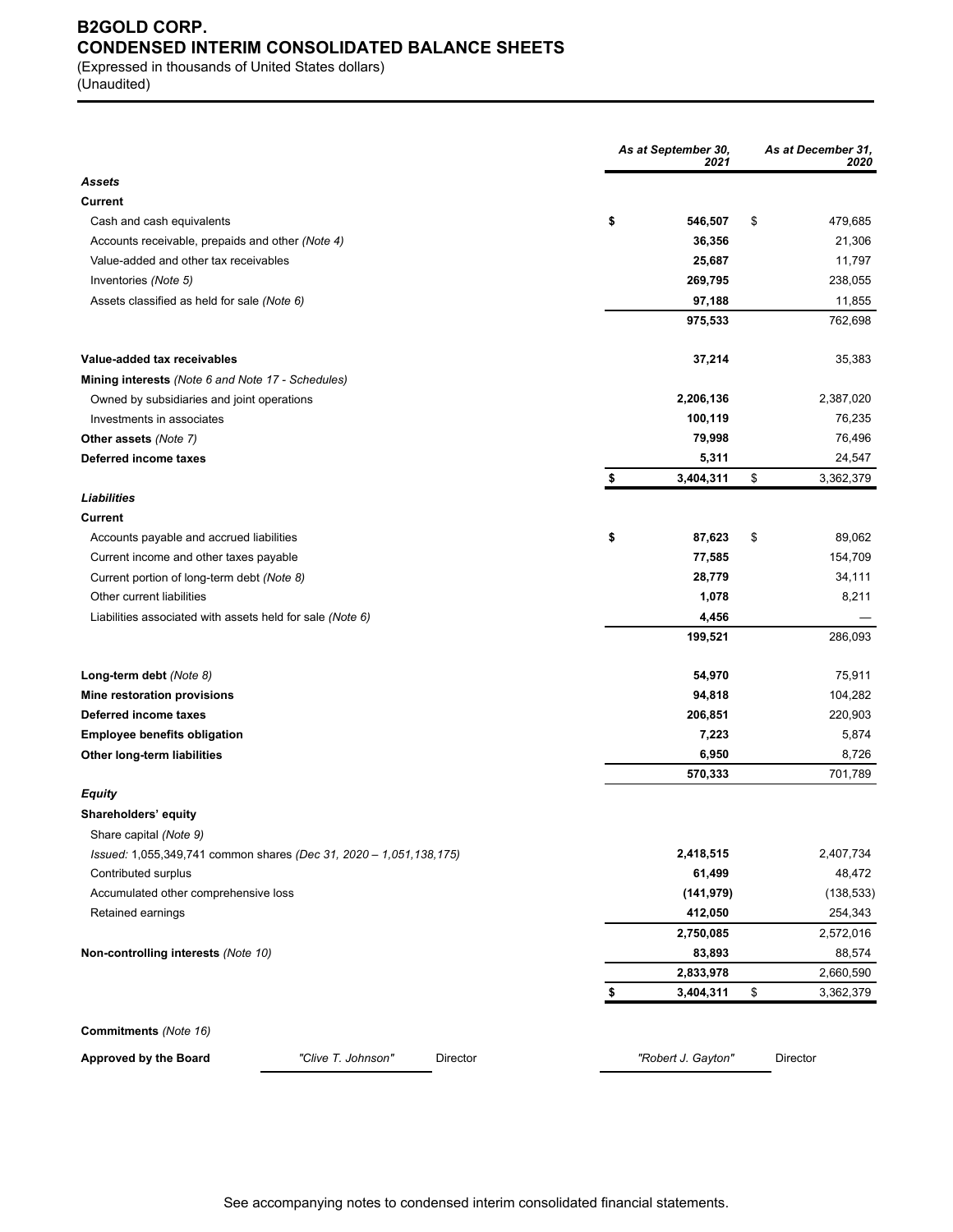# B2GOLD CORP.
## CONDENSED INTERIM CONSOLIDATED BALANCE SHEETS

(Expressed in thousands of United States dollars)
(Unaudited)

| | As at September 30, 2021 | As at December 31, 2020 |
|---|---|---|
| ***Assets*** | | |
| **Current** | | |
| Cash and cash equivalents | **$ 546,507** | $ 479,685 |
| Accounts receivable, prepaids and other *(Note 4)* | **36,356** | 21,306 |
| Value-added and other tax receivables | **25,687** | 11,797 |
| Inventories *(Note 5)* | **269,795** | 238,055 |
| Assets classified as held for sale *(Note 6)* | **97,188** | 11,855 |
| | **975,533** | 762,698 |
| **Value-added tax receivables** | **37,214** | 35,383 |
| **Mining interests** *(Note 6 and Note 17 - Schedules)* | | |
| Owned by subsidiaries and joint operations | **2,206,136** | 2,387,020 |
| Investments in associates | **100,119** | 76,235 |
| **Other assets** *(Note 7)* | **79,998** | 76,496 |
| **Deferred income taxes** | **5,311** | 24,547 |
| | **$ 3,404,311** | $ 3,362,379 |
| ***Liabilities*** | | |
| **Current** | | |
| Accounts payable and accrued liabilities | **$ 87,623** | $ 89,062 |
| Current income and other taxes payable | **77,585** | 154,709 |
| Current portion of long-term debt *(Note 8)* | **28,779** | 34,111 |
| Other current liabilities | **1,078** | 8,211 |
| Liabilities associated with assets held for sale *(Note 6)* | **4,456** | — |
| | **199,521** | 286,093 |
| **Long-term debt** *(Note 8)* | **54,970** | 75,911 |
| **Mine restoration provisions** | **94,818** | 104,282 |
| **Deferred income taxes** | **206,851** | 220,903 |
| **Employee benefits obligation** | **7,223** | 5,874 |
| **Other long-term liabilities** | **6,950** | 8,726 |
| | **570,333** | 701,789 |
| ***Equity*** | | |
| **Shareholders' equity** | | |
| Share capital *(Note 9)* | | |
| *Issued:* 1,055,349,741 common shares *(Dec 31, 2020 – 1,051,138,175)* | **2,418,515** | 2,407,734 |
| Contributed surplus | **61,499** | 48,472 |
| Accumulated other comprehensive loss | **(141,979)** | (138,533) |
| Retained earnings | **412,050** | 254,343 |
| | **2,750,085** | 2,572,016 |
| **Non-controlling interests** *(Note 10)* | **83,893** | 88,574 |
| | **2,833,978** | 2,660,590 |
| | **$ 3,404,311** | $ 3,362,379 |

**Commitments** *(Note 16)*

**Approved by the Board** *"Clive T. Johnson"* Director *"Robert J. Gayton"* Director

See accompanying notes to condensed interim consolidated financial statements.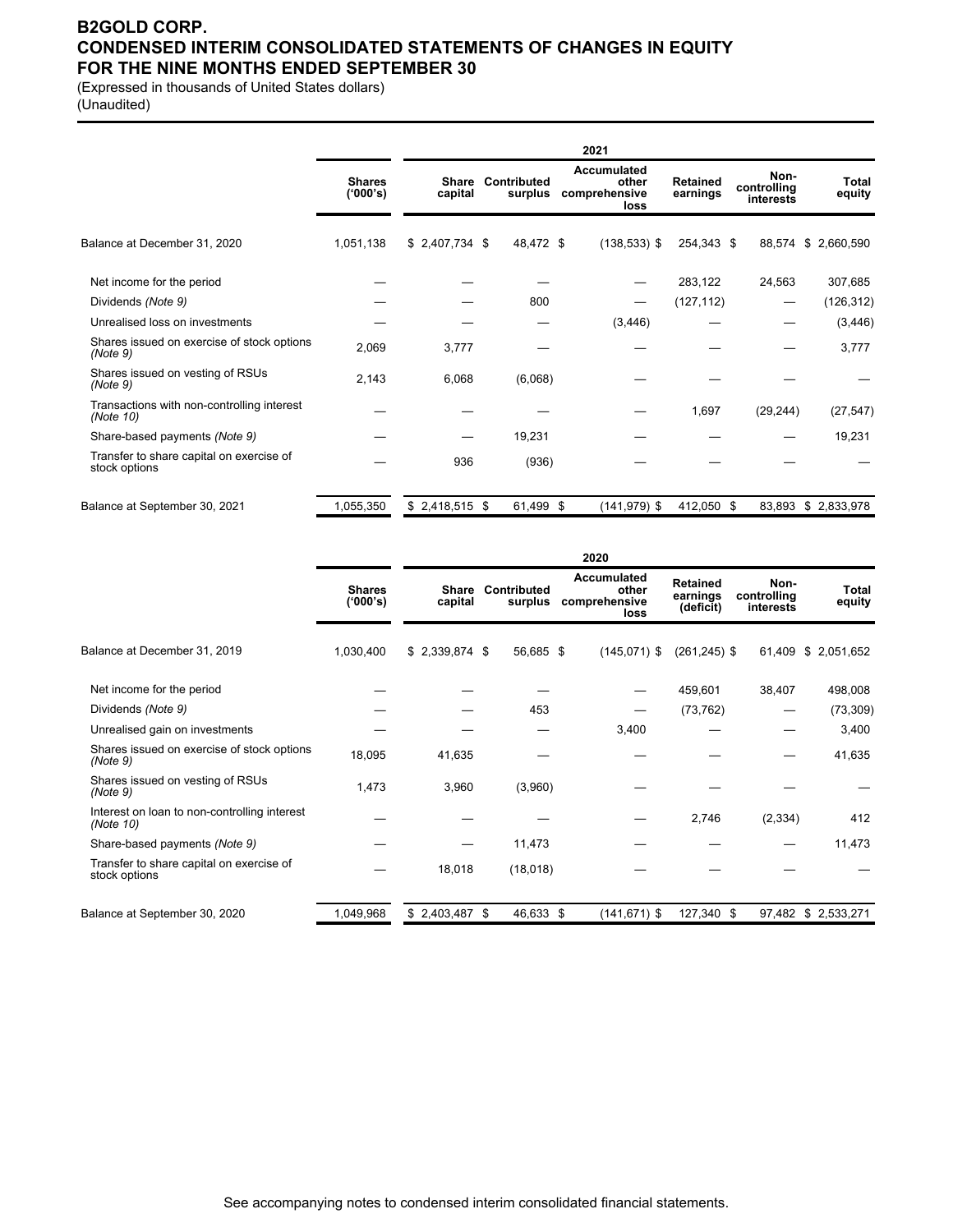# B2GOLD CORP.
## CONDENSED INTERIM CONSOLIDATED STATEMENTS OF CHANGES IN EQUITY
## FOR THE NINE MONTHS ENDED SEPTEMBER 30

(Expressed in thousands of United States dollars)
(Unaudited)

| | | 2021 | | | | | |
|---|---|---|---|---|---|---|---|
| | Shares ('000's) | Share capital | Contributed surplus | Accumulated other comprehensive loss | Retained earnings | Non-controlling interests | Total equity |
| Balance at December 31, 2020 | 1,051,138 | $ 2,407,734 | $ 48,472 | $ (138,533) | $ 254,343 | $ 88,574 | $ 2,660,590 |
| Net income for the period | — | — | — | — | 283,122 | 24,563 | 307,685 |
| Dividends *(Note 9)* | — | — | 800 | — | (127,112) | — | (126,312) |
| Unrealised loss on investments | — | — | — | (3,446) | — | — | (3,446) |
| Shares issued on exercise of stock options *(Note 9)* | 2,069 | 3,777 | — | — | — | — | 3,777 |
| Shares issued on vesting of RSUs *(Note 9)* | 2,143 | 6,068 | (6,068) | — | — | — | — |
| Transactions with non-controlling interest *(Note 10)* | — | — | — | — | 1,697 | (29,244) | (27,547) |
| Share-based payments *(Note 9)* | — | — | 19,231 | — | — | — | 19,231 |
| Transfer to share capital on exercise of stock options | — | 936 | (936) | — | — | — | — |
| Balance at September 30, 2021 | 1,055,350 | $ 2,418,515 | $ 61,499 | $ (141,979) | $ 412,050 | $ 83,893 | $ 2,833,978 |

| | | 2020 | | | | | |
|---|---|---|---|---|---|---|---|
| | Shares ('000's) | Share capital | Contributed surplus | Accumulated other comprehensive loss | Retained earnings (deficit) | Non-controlling interests | Total equity |
| Balance at December 31, 2019 | 1,030,400 | $ 2,339,874 | $ 56,685 | $ (145,071) | $ (261,245) | $ 61,409 | $ 2,051,652 |
| Net income for the period | — | — | — | — | 459,601 | 38,407 | 498,008 |
| Dividends *(Note 9)* | — | — | 453 | — | (73,762) | — | (73,309) |
| Unrealised gain on investments | — | — | — | 3,400 | — | — | 3,400 |
| Shares issued on exercise of stock options *(Note 9)* | 18,095 | 41,635 | — | — | — | — | 41,635 |
| Shares issued on vesting of RSUs *(Note 9)* | 1,473 | 3,960 | (3,960) | — | — | — | — |
| Interest on loan to non-controlling interest *(Note 10)* | — | — | — | — | 2,746 | (2,334) | 412 |
| Share-based payments *(Note 9)* | — | — | 11,473 | — | — | — | 11,473 |
| Transfer to share capital on exercise of stock options | — | 18,018 | (18,018) | — | — | — | — |
| Balance at September 30, 2020 | 1,049,968 | $ 2,403,487 | $ 46,633 | $ (141,671) | $ 127,340 | $ 97,482 | $ 2,533,271 |

See accompanying notes to condensed interim consolidated financial statements.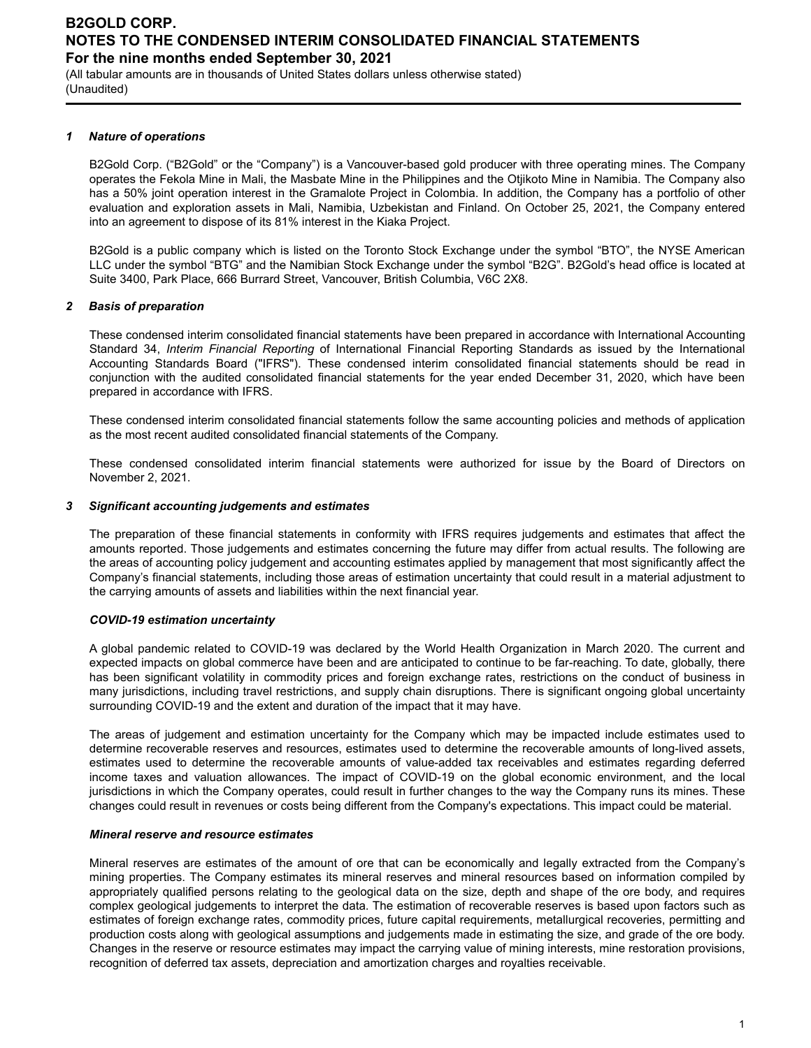## 1 Nature of operations

B2Gold Corp. ("B2Gold" or the "Company") is a Vancouver-based gold producer with three operating mines. The Company operates the Fekola Mine in Mali, the Masbate Mine in the Philippines and the Otjikoto Mine in Namibia. The Company also has a 50% joint operation interest in the Gramalote Project in Colombia. In addition, the Company has a portfolio of other evaluation and exploration assets in Mali, Namibia, Uzbekistan and Finland. On October 25, 2021, the Company entered into an agreement to dispose of its 81% interest in the Kiaka Project.

B2Gold is a public company which is listed on the Toronto Stock Exchange under the symbol "BTO", the NYSE American LLC under the symbol "BTG" and the Namibian Stock Exchange under the symbol "B2G". B2Gold's head office is located at Suite 3400, Park Place, 666 Burrard Street, Vancouver, British Columbia, V6C 2X8.

## 2 Basis of preparation

These condensed interim consolidated financial statements have been prepared in accordance with International Accounting Standard 34, *Interim Financial Reporting* of International Financial Reporting Standards as issued by the International Accounting Standards Board ("IFRS"). These condensed interim consolidated financial statements should be read in conjunction with the audited consolidated financial statements for the year ended December 31, 2020, which have been prepared in accordance with IFRS.

These condensed interim consolidated financial statements follow the same accounting policies and methods of application as the most recent audited consolidated financial statements of the Company.

These condensed consolidated interim financial statements were authorized for issue by the Board of Directors on November 2, 2021.

## 3 Significant accounting judgements and estimates

The preparation of these financial statements in conformity with IFRS requires judgements and estimates that affect the amounts reported. Those judgements and estimates concerning the future may differ from actual results. The following are the areas of accounting policy judgement and accounting estimates applied by management that most significantly affect the Company's financial statements, including those areas of estimation uncertainty that could result in a material adjustment to the carrying amounts of assets and liabilities within the next financial year.

### *COVID-19 estimation uncertainty*

A global pandemic related to COVID-19 was declared by the World Health Organization in March 2020. The current and expected impacts on global commerce have been and are anticipated to continue to be far-reaching. To date, globally, there has been significant volatility in commodity prices and foreign exchange rates, restrictions on the conduct of business in many jurisdictions, including travel restrictions, and supply chain disruptions. There is significant ongoing global uncertainty surrounding COVID-19 and the extent and duration of the impact that it may have.

The areas of judgement and estimation uncertainty for the Company which may be impacted include estimates used to determine recoverable reserves and resources, estimates used to determine the recoverable amounts of long-lived assets, estimates used to determine the recoverable amounts of value-added tax receivables and estimates regarding deferred income taxes and valuation allowances. The impact of COVID-19 on the global economic environment, and the local jurisdictions in which the Company operates, could result in further changes to the way the Company runs its mines. These changes could result in revenues or costs being different from the Company's expectations. This impact could be material.

### *Mineral reserve and resource estimates*

Mineral reserves are estimates of the amount of ore that can be economically and legally extracted from the Company's mining properties. The Company estimates its mineral reserves and mineral resources based on information compiled by appropriately qualified persons relating to the geological data on the size, depth and shape of the ore body, and requires complex geological judgements to interpret the data. The estimation of recoverable reserves is based upon factors such as estimates of foreign exchange rates, commodity prices, future capital requirements, metallurgical recoveries, permitting and production costs along with geological assumptions and judgements made in estimating the size, and grade of the ore body. Changes in the reserve or resource estimates may impact the carrying value of mining interests, mine restoration provisions, recognition of deferred tax assets, depreciation and amortization charges and royalties receivable.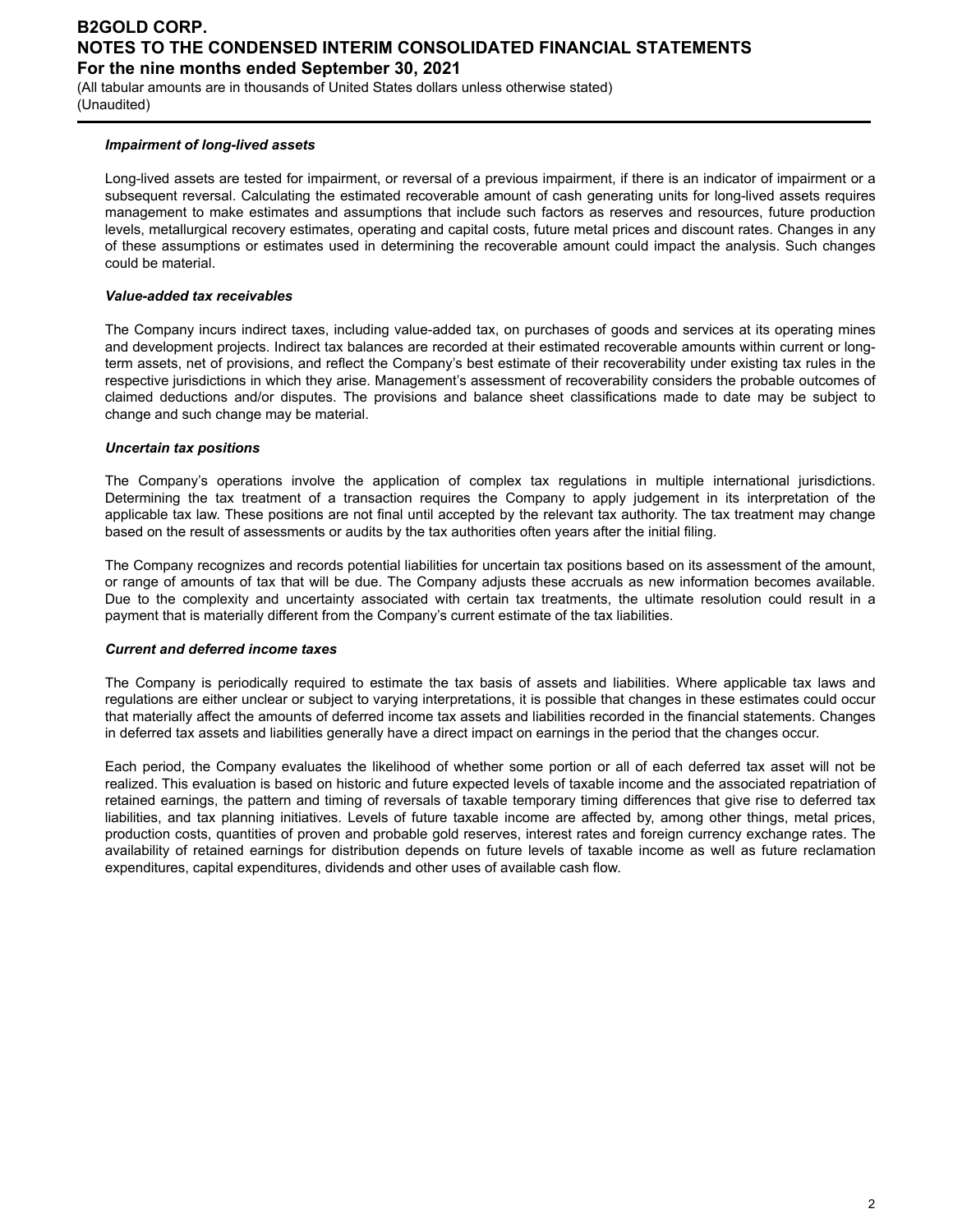***Impairment of long-lived assets***

Long-lived assets are tested for impairment, or reversal of a previous impairment, if there is an indicator of impairment or a subsequent reversal. Calculating the estimated recoverable amount of cash generating units for long-lived assets requires management to make estimates and assumptions that include such factors as reserves and resources, future production levels, metallurgical recovery estimates, operating and capital costs, future metal prices and discount rates. Changes in any of these assumptions or estimates used in determining the recoverable amount could impact the analysis. Such changes could be material.

***Value-added tax receivables***

The Company incurs indirect taxes, including value-added tax, on purchases of goods and services at its operating mines and development projects. Indirect tax balances are recorded at their estimated recoverable amounts within current or long-term assets, net of provisions, and reflect the Company's best estimate of their recoverability under existing tax rules in the respective jurisdictions in which they arise. Management's assessment of recoverability considers the probable outcomes of claimed deductions and/or disputes. The provisions and balance sheet classifications made to date may be subject to change and such change may be material.

***Uncertain tax positions***

The Company's operations involve the application of complex tax regulations in multiple international jurisdictions. Determining the tax treatment of a transaction requires the Company to apply judgement in its interpretation of the applicable tax law. These positions are not final until accepted by the relevant tax authority. The tax treatment may change based on the result of assessments or audits by the tax authorities often years after the initial filing.

The Company recognizes and records potential liabilities for uncertain tax positions based on its assessment of the amount, or range of amounts of tax that will be due. The Company adjusts these accruals as new information becomes available. Due to the complexity and uncertainty associated with certain tax treatments, the ultimate resolution could result in a payment that is materially different from the Company's current estimate of the tax liabilities.

***Current and deferred income taxes***

The Company is periodically required to estimate the tax basis of assets and liabilities. Where applicable tax laws and regulations are either unclear or subject to varying interpretations, it is possible that changes in these estimates could occur that materially affect the amounts of deferred income tax assets and liabilities recorded in the financial statements. Changes in deferred tax assets and liabilities generally have a direct impact on earnings in the period that the changes occur.

Each period, the Company evaluates the likelihood of whether some portion or all of each deferred tax asset will not be realized. This evaluation is based on historic and future expected levels of taxable income and the associated repatriation of retained earnings, the pattern and timing of reversals of taxable temporary timing differences that give rise to deferred tax liabilities, and tax planning initiatives. Levels of future taxable income are affected by, among other things, metal prices, production costs, quantities of proven and probable gold reserves, interest rates and foreign currency exchange rates. The availability of retained earnings for distribution depends on future levels of taxable income as well as future reclamation expenditures, capital expenditures, dividends and other uses of available cash flow.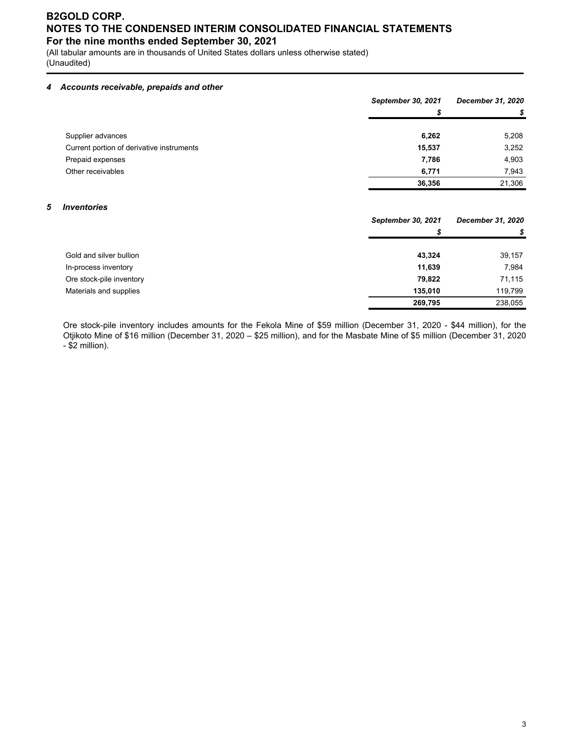#### 4 Accounts receivable, prepaids and other

| | September 30, 2021 | December 31, 2020 |
|---|---|---|
| | $ | $ |
| Supplier advances | **6,262** | 5,208 |
| Current portion of derivative instruments | **15,537** | 3,252 |
| Prepaid expenses | **7,786** | 4,903 |
| Other receivables | **6,771** | 7,943 |
| | **36,356** | 21,306 |

#### 5 Inventories

| | September 30, 2021 | December 31, 2020 |
|---|---|---|
| | $ | $ |
| Gold and silver bullion | **43,324** | 39,157 |
| In-process inventory | **11,639** | 7,984 |
| Ore stock-pile inventory | **79,822** | 71,115 |
| Materials and supplies | **135,010** | 119,799 |
| | **269,795** | 238,055 |

Ore stock-pile inventory includes amounts for the Fekola Mine of $59 million (December 31, 2020 - $44 million), for the Otjikoto Mine of $16 million (December 31, 2020 – $25 million), and for the Masbate Mine of $5 million (December 31, 2020 - $2 million).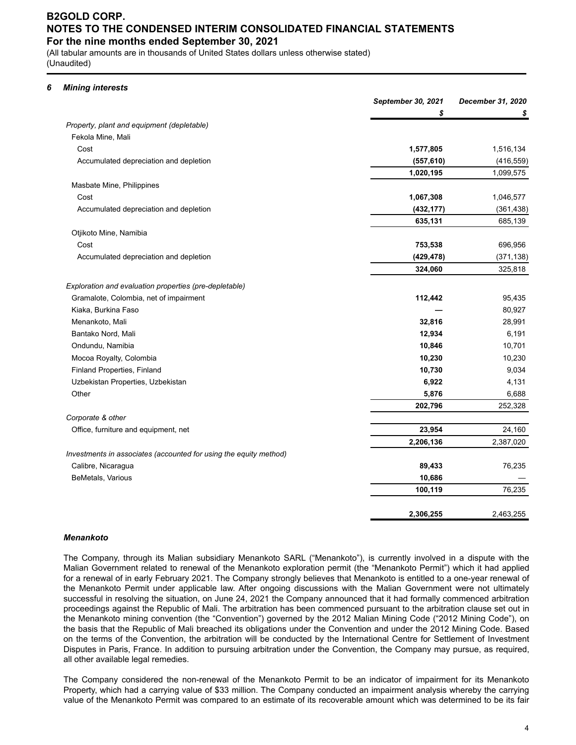**B2GOLD CORP.**
**NOTES TO THE CONDENSED INTERIM CONSOLIDATED FINANCIAL STATEMENTS**
**For the nine months ended September 30, 2021**
(All tabular amounts are in thousands of United States dollars unless otherwise stated)
(Unaudited)

### 6 Mining interests

| | *September 30, 2021* | *December 31, 2020* |
|---|---|---|
| | *$* | *$* |
| *Property, plant and equipment (depletable)* | | |
| Fekola Mine, Mali | | |
| Cost | **1,577,805** | 1,516,134 |
| Accumulated depreciation and depletion | **(557,610)** | (416,559) |
| | **1,020,195** | 1,099,575 |
| Masbate Mine, Philippines | | |
| Cost | **1,067,308** | 1,046,577 |
| Accumulated depreciation and depletion | **(432,177)** | (361,438) |
| | **635,131** | 685,139 |
| Otjikoto Mine, Namibia | | |
| Cost | **753,538** | 696,956 |
| Accumulated depreciation and depletion | **(429,478)** | (371,138) |
| | **324,060** | 325,818 |
| *Exploration and evaluation properties (pre-depletable)* | | |
| Gramalote, Colombia, net of impairment | **112,442** | 95,435 |
| Kiaka, Burkina Faso | **—** | 80,927 |
| Menankoto, Mali | **32,816** | 28,991 |
| Bantako Nord, Mali | **12,934** | 6,191 |
| Ondundu, Namibia | **10,846** | 10,701 |
| Mocoa Royalty, Colombia | **10,230** | 10,230 |
| Finland Properties, Finland | **10,730** | 9,034 |
| Uzbekistan Properties, Uzbekistan | **6,922** | 4,131 |
| Other | **5,876** | 6,688 |
| | **202,796** | 252,328 |
| *Corporate & other* | | |
| Office, furniture and equipment, net | **23,954** | 24,160 |
| | **2,206,136** | 2,387,020 |
| *Investments in associates (accounted for using the equity method)* | | |
| Calibre, Nicaragua | **89,433** | 76,235 |
| BeMetals, Various | **10,686** | — |
| | **100,119** | 76,235 |
| | **2,306,255** | 2,463,255 |

***Menankoto***

The Company, through its Malian subsidiary Menankoto SARL ("Menankoto"), is currently involved in a dispute with the Malian Government related to renewal of the Menankoto exploration permit (the "Menankoto Permit") which it had applied for a renewal of in early February 2021. The Company strongly believes that Menankoto is entitled to a one-year renewal of the Menankoto Permit under applicable law. After ongoing discussions with the Malian Government were not ultimately successful in resolving the situation, on June 24, 2021 the Company announced that it had formally commenced arbitration proceedings against the Republic of Mali. The arbitration has been commenced pursuant to the arbitration clause set out in the Menankoto mining convention (the "Convention") governed by the 2012 Malian Mining Code ("2012 Mining Code"), on the basis that the Republic of Mali breached its obligations under the Convention and under the 2012 Mining Code. Based on the terms of the Convention, the arbitration will be conducted by the International Centre for Settlement of Investment Disputes in Paris, France. In addition to pursuing arbitration under the Convention, the Company may pursue, as required, all other available legal remedies.

The Company considered the non-renewal of the Menankoto Permit to be an indicator of impairment for its Menankoto Property, which had a carrying value of $33 million. The Company conducted an impairment analysis whereby the carrying value of the Menankoto Permit was compared to an estimate of its recoverable amount which was determined to be its fair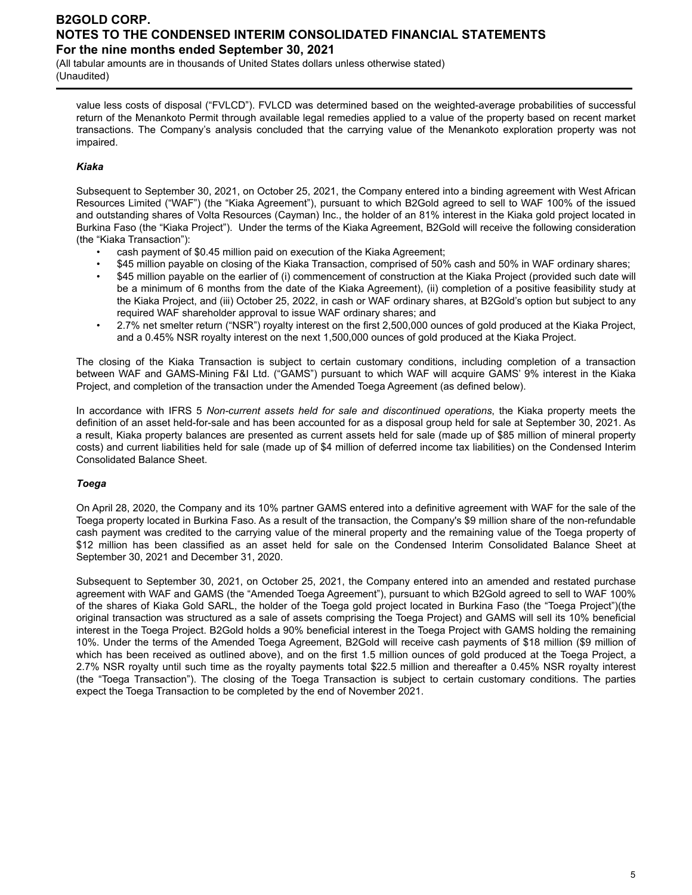value less costs of disposal ("FVLCD"). FVLCD was determined based on the weighted-average probabilities of successful return of the Menankoto Permit through available legal remedies applied to a value of the property based on recent market transactions. The Company's analysis concluded that the carrying value of the Menankoto exploration property was not impaired.

***Kiaka***

Subsequent to September 30, 2021, on October 25, 2021, the Company entered into a binding agreement with West African Resources Limited ("WAF") (the "Kiaka Agreement"), pursuant to which B2Gold agreed to sell to WAF 100% of the issued and outstanding shares of Volta Resources (Cayman) Inc., the holder of an 81% interest in the Kiaka gold project located in Burkina Faso (the "Kiaka Project"). Under the terms of the Kiaka Agreement, B2Gold will receive the following consideration (the "Kiaka Transaction"):

- cash payment of $0.45 million paid on execution of the Kiaka Agreement;
- $45 million payable on closing of the Kiaka Transaction, comprised of 50% cash and 50% in WAF ordinary shares;
- $45 million payable on the earlier of (i) commencement of construction at the Kiaka Project (provided such date will be a minimum of 6 months from the date of the Kiaka Agreement), (ii) completion of a positive feasibility study at the Kiaka Project, and (iii) October 25, 2022, in cash or WAF ordinary shares, at B2Gold's option but subject to any required WAF shareholder approval to issue WAF ordinary shares; and
- 2.7% net smelter return ("NSR") royalty interest on the first 2,500,000 ounces of gold produced at the Kiaka Project, and a 0.45% NSR royalty interest on the next 1,500,000 ounces of gold produced at the Kiaka Project.

The closing of the Kiaka Transaction is subject to certain customary conditions, including completion of a transaction between WAF and GAMS-Mining F&I Ltd. ("GAMS") pursuant to which WAF will acquire GAMS' 9% interest in the Kiaka Project, and completion of the transaction under the Amended Toega Agreement (as defined below).

In accordance with IFRS 5 *Non-current assets held for sale and discontinued operations*, the Kiaka property meets the definition of an asset held-for-sale and has been accounted for as a disposal group held for sale at September 30, 2021. As a result, Kiaka property balances are presented as current assets held for sale (made up of $85 million of mineral property costs) and current liabilities held for sale (made up of $4 million of deferred income tax liabilities) on the Condensed Interim Consolidated Balance Sheet.

***Toega***

On April 28, 2020, the Company and its 10% partner GAMS entered into a definitive agreement with WAF for the sale of the Toega property located in Burkina Faso. As a result of the transaction, the Company's $9 million share of the non-refundable cash payment was credited to the carrying value of the mineral property and the remaining value of the Toega property of $12 million has been classified as an asset held for sale on the Condensed Interim Consolidated Balance Sheet at September 30, 2021 and December 31, 2020.

Subsequent to September 30, 2021, on October 25, 2021, the Company entered into an amended and restated purchase agreement with WAF and GAMS (the "Amended Toega Agreement"), pursuant to which B2Gold agreed to sell to WAF 100% of the shares of Kiaka Gold SARL, the holder of the Toega gold project located in Burkina Faso (the "Toega Project")(the original transaction was structured as a sale of assets comprising the Toega Project) and GAMS will sell its 10% beneficial interest in the Toega Project. B2Gold holds a 90% beneficial interest in the Toega Project with GAMS holding the remaining 10%. Under the terms of the Amended Toega Agreement, B2Gold will receive cash payments of $18 million ($9 million of which has been received as outlined above), and on the first 1.5 million ounces of gold produced at the Toega Project, a 2.7% NSR royalty until such time as the royalty payments total $22.5 million and thereafter a 0.45% NSR royalty interest (the "Toega Transaction"). The closing of the Toega Transaction is subject to certain customary conditions. The parties expect the Toega Transaction to be completed by the end of November 2021.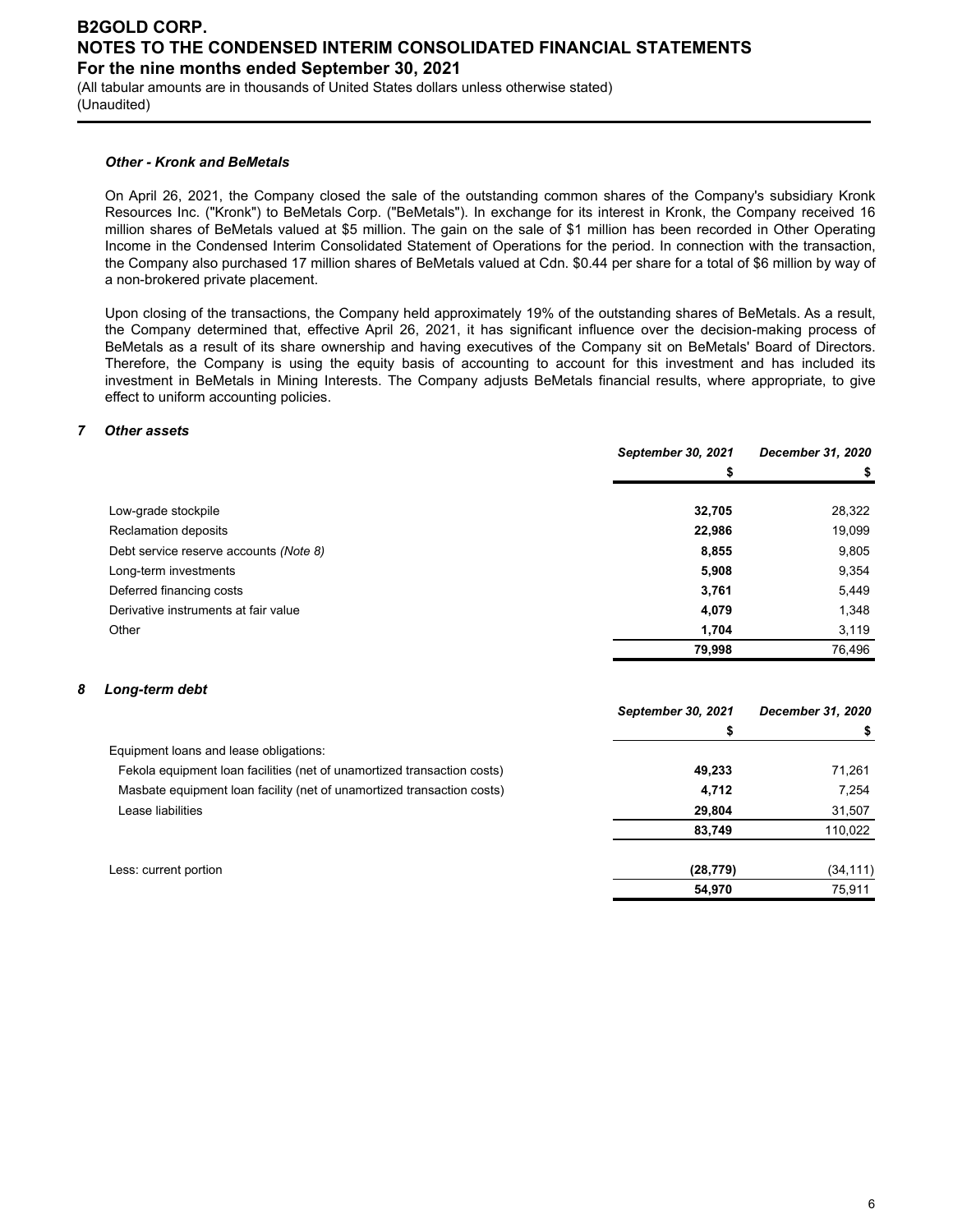***Other - Kronk and BeMetals***

On April 26, 2021, the Company closed the sale of the outstanding common shares of the Company's subsidiary Kronk Resources Inc. ("Kronk") to BeMetals Corp. ("BeMetals"). In exchange for its interest in Kronk, the Company received 16 million shares of BeMetals valued at $5 million. The gain on the sale of $1 million has been recorded in Other Operating Income in the Condensed Interim Consolidated Statement of Operations for the period. In connection with the transaction, the Company also purchased 17 million shares of BeMetals valued at Cdn. $0.44 per share for a total of $6 million by way of a non-brokered private placement.

Upon closing of the transactions, the Company held approximately 19% of the outstanding shares of BeMetals. As a result, the Company determined that, effective April 26, 2021, it has significant influence over the decision-making process of BeMetals as a result of its share ownership and having executives of the Company sit on BeMetals' Board of Directors. Therefore, the Company is using the equity basis of accounting to account for this investment and has included its investment in BeMetals in Mining Interests. The Company adjusts BeMetals financial results, where appropriate, to give effect to uniform accounting policies.

## *7 Other assets*

| | *September 30, 2021* | *December 31, 2020* |
|---|---|---|
| | **$** | **$** |
| Low-grade stockpile | **32,705** | 28,322 |
| Reclamation deposits | **22,986** | 19,099 |
| Debt service reserve accounts *(Note 8)* | **8,855** | 9,805 |
| Long-term investments | **5,908** | 9,354 |
| Deferred financing costs | **3,761** | 5,449 |
| Derivative instruments at fair value | **4,079** | 1,348 |
| Other | **1,704** | 3,119 |
| | **79,998** | 76,496 |

## *8 Long-term debt*

| | *September 30, 2021* | *December 31, 2020* |
|---|---|---|
| | **$** | **$** |
| Equipment loans and lease obligations: | | |
| Fekola equipment loan facilities (net of unamortized transaction costs) | **49,233** | 71,261 |
| Masbate equipment loan facility (net of unamortized transaction costs) | **4,712** | 7,254 |
| Lease liabilities | **29,804** | 31,507 |
| | **83,749** | 110,022 |
| Less: current portion | **(28,779)** | (34,111) |
| | **54,970** | 75,911 |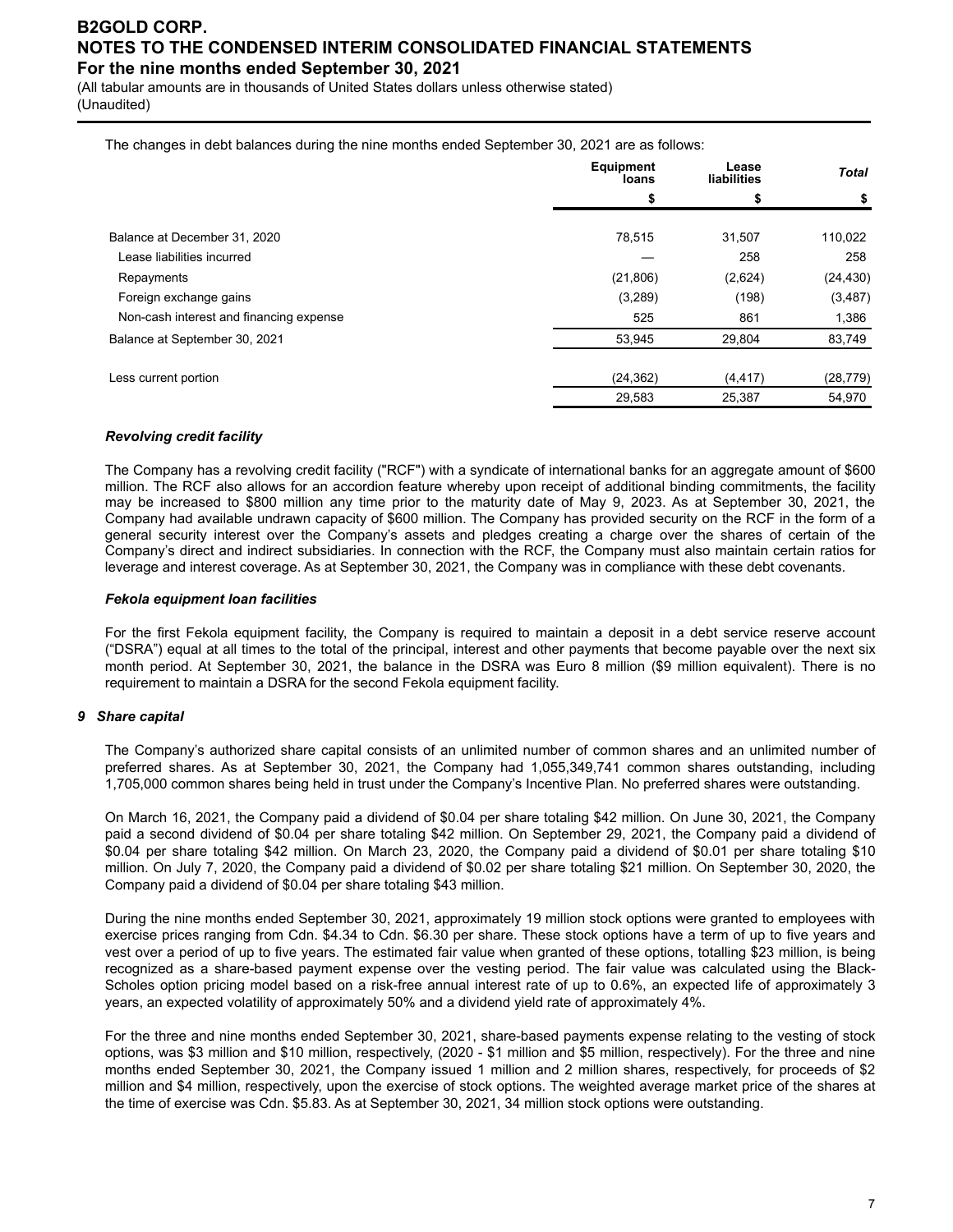The changes in debt balances during the nine months ended September 30, 2021 are as follows:

| | Equipment loans | Lease liabilities | *Total* |
|---|---|---|---|
| | $ | $ | $ |
| Balance at December 31, 2020 | 78,515 | 31,507 | 110,022 |
| Lease liabilities incurred | — | 258 | 258 |
| Repayments | (21,806) | (2,624) | (24,430) |
| Foreign exchange gains | (3,289) | (198) | (3,487) |
| Non-cash interest and financing expense | 525 | 861 | 1,386 |
| Balance at September 30, 2021 | 53,945 | 29,804 | 83,749 |
| Less current portion | (24,362) | (4,417) | (28,779) |
| | 29,583 | 25,387 | 54,970 |

***Revolving credit facility***

The Company has a revolving credit facility ("RCF") with a syndicate of international banks for an aggregate amount of $600 million. The RCF also allows for an accordion feature whereby upon receipt of additional binding commitments, the facility may be increased to $800 million any time prior to the maturity date of May 9, 2023. As at September 30, 2021, the Company had available undrawn capacity of $600 million. The Company has provided security on the RCF in the form of a general security interest over the Company's assets and pledges creating a charge over the shares of certain of the Company's direct and indirect subsidiaries. In connection with the RCF, the Company must also maintain certain ratios for leverage and interest coverage. As at September 30, 2021, the Company was in compliance with these debt covenants.

***Fekola equipment loan facilities***

For the first Fekola equipment facility, the Company is required to maintain a deposit in a debt service reserve account ("DSRA") equal at all times to the total of the principal, interest and other payments that become payable over the next six month period. At September 30, 2021, the balance in the DSRA was Euro 8 million ($9 million equivalent). There is no requirement to maintain a DSRA for the second Fekola equipment facility.

## *9 Share capital*

The Company's authorized share capital consists of an unlimited number of common shares and an unlimited number of preferred shares. As at September 30, 2021, the Company had 1,055,349,741 common shares outstanding, including 1,705,000 common shares being held in trust under the Company's Incentive Plan. No preferred shares were outstanding.

On March 16, 2021, the Company paid a dividend of $0.04 per share totaling $42 million. On June 30, 2021, the Company paid a second dividend of $0.04 per share totaling $42 million. On September 29, 2021, the Company paid a dividend of $0.04 per share totaling $42 million. On March 23, 2020, the Company paid a dividend of $0.01 per share totaling $10 million. On July 7, 2020, the Company paid a dividend of $0.02 per share totaling $21 million. On September 30, 2020, the Company paid a dividend of $0.04 per share totaling $43 million.

During the nine months ended September 30, 2021, approximately 19 million stock options were granted to employees with exercise prices ranging from Cdn. $4.34 to Cdn. $6.30 per share. These stock options have a term of up to five years and vest over a period of up to five years. The estimated fair value when granted of these options, totalling $23 million, is being recognized as a share-based payment expense over the vesting period. The fair value was calculated using the Black-Scholes option pricing model based on a risk-free annual interest rate of up to 0.6%, an expected life of approximately 3 years, an expected volatility of approximately 50% and a dividend yield rate of approximately 4%.

For the three and nine months ended September 30, 2021, share-based payments expense relating to the vesting of stock options, was $3 million and $10 million, respectively, (2020 - $1 million and $5 million, respectively). For the three and nine months ended September 30, 2021, the Company issued 1 million and 2 million shares, respectively, for proceeds of $2 million and $4 million, respectively, upon the exercise of stock options. The weighted average market price of the shares at the time of exercise was Cdn. $5.83. As at September 30, 2021, 34 million stock options were outstanding.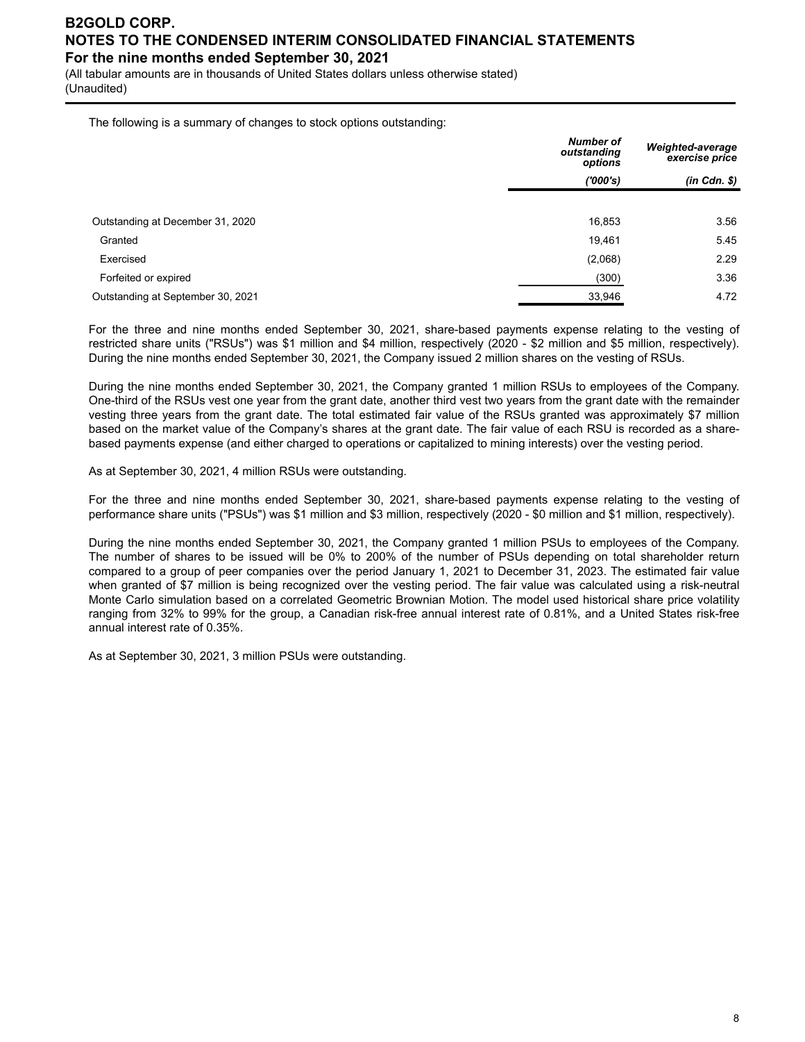The following is a summary of changes to stock options outstanding:

| | Number of outstanding options | Weighted-average exercise price |
|---|---|---|
| | ('000's) | (in Cdn. $) |
| Outstanding at December 31, 2020 | 16,853 | 3.56 |
| Granted | 19,461 | 5.45 |
| Exercised | (2,068) | 2.29 |
| Forfeited or expired | (300) | 3.36 |
| Outstanding at September 30, 2021 | 33,946 | 4.72 |

For the three and nine months ended September 30, 2021, share-based payments expense relating to the vesting of restricted share units ("RSUs") was $1 million and $4 million, respectively (2020 - $2 million and $5 million, respectively). During the nine months ended September 30, 2021, the Company issued 2 million shares on the vesting of RSUs.

During the nine months ended September 30, 2021, the Company granted 1 million RSUs to employees of the Company. One-third of the RSUs vest one year from the grant date, another third vest two years from the grant date with the remainder vesting three years from the grant date. The total estimated fair value of the RSUs granted was approximately $7 million based on the market value of the Company's shares at the grant date. The fair value of each RSU is recorded as a share-based payments expense (and either charged to operations or capitalized to mining interests) over the vesting period.

As at September 30, 2021, 4 million RSUs were outstanding.

For the three and nine months ended September 30, 2021, share-based payments expense relating to the vesting of performance share units ("PSUs") was $1 million and $3 million, respectively (2020 - $0 million and $1 million, respectively).

During the nine months ended September 30, 2021, the Company granted 1 million PSUs to employees of the Company. The number of shares to be issued will be 0% to 200% of the number of PSUs depending on total shareholder return compared to a group of peer companies over the period January 1, 2021 to December 31, 2023. The estimated fair value when granted of $7 million is being recognized over the vesting period. The fair value was calculated using a risk-neutral Monte Carlo simulation based on a correlated Geometric Brownian Motion. The model used historical share price volatility ranging from 32% to 99% for the group, a Canadian risk-free annual interest rate of 0.81%, and a United States risk-free annual interest rate of 0.35%.

As at September 30, 2021, 3 million PSUs were outstanding.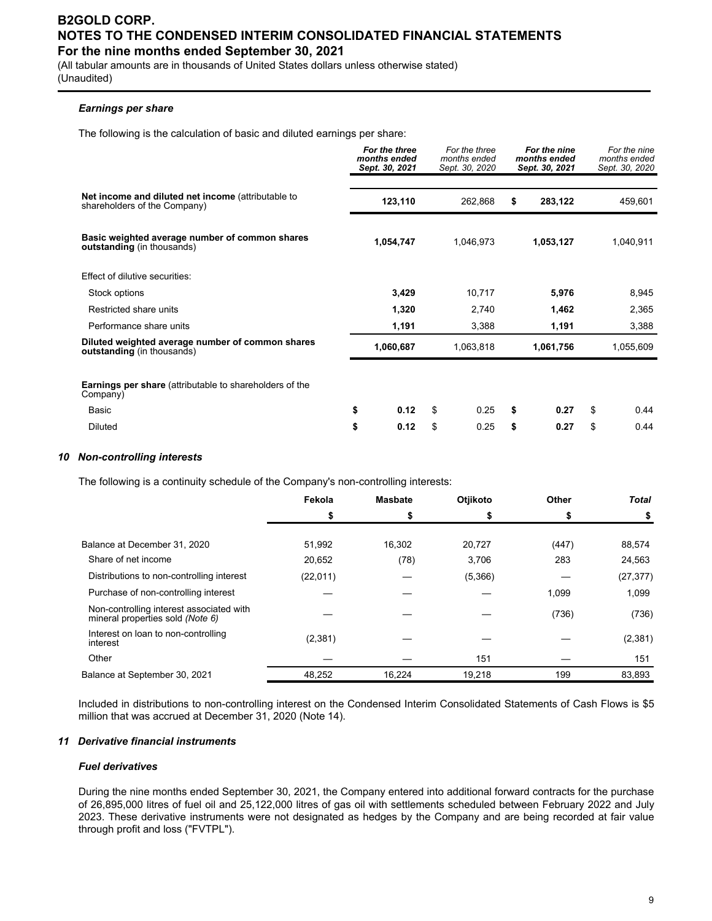*Earnings per share*

The following is the calculation of basic and diluted earnings per share:

| | ***For the three months ended Sept. 30, 2021*** | *For the three months ended Sept. 30, 2020* | ***For the nine months ended Sept. 30, 2021*** | *For the nine months ended Sept. 30, 2020* |
|---|---|---|---|---|
| **Net income and diluted net income** (attributable to shareholders of the Company) | **123,110** | 262,868 | **$ 283,122** | 459,601 |
| **Basic weighted average number of common shares outstanding** (in thousands) | **1,054,747** | 1,046,973 | **1,053,127** | 1,040,911 |
| Effect of dilutive securities: | | | | |
| Stock options | **3,429** | 10,717 | **5,976** | 8,945 |
| Restricted share units | **1,320** | 2,740 | **1,462** | 2,365 |
| Performance share units | **1,191** | 3,388 | **1,191** | 3,388 |
| **Diluted weighted average number of common shares outstanding** (in thousands) | **1,060,687** | 1,063,818 | **1,061,756** | 1,055,609 |
| **Earnings per share** (attributable to shareholders of the Company) | | | | |
| Basic | **$ 0.12** | $ 0.25 | **$ 0.27** | $ 0.44 |
| Diluted | **$ 0.12** | $ 0.25 | **$ 0.27** | $ 0.44 |

## 10 Non-controlling interests

The following is a continuity schedule of the Company's non-controlling interests:

| | Fekola | Masbate | Otjikoto | Other | *Total* |
|---|---|---|---|---|---|
| | $ | $ | $ | $ | $ |
| Balance at December 31, 2020 | 51,992 | 16,302 | 20,727 | (447) | 88,574 |
| Share of net income | 20,652 | (78) | 3,706 | 283 | 24,563 |
| Distributions to non-controlling interest | (22,011) | — | (5,366) | — | (27,377) |
| Purchase of non-controlling interest | — | — | — | 1,099 | 1,099 |
| Non-controlling interest associated with mineral properties sold *(Note 6)* | — | — | — | (736) | (736) |
| Interest on loan to non-controlling interest | (2,381) | — | — | — | (2,381) |
| Other | — | — | 151 | — | 151 |
| Balance at September 30, 2021 | 48,252 | 16,224 | 19,218 | 199 | 83,893 |

Included in distributions to non-controlling interest on the Condensed Interim Consolidated Statements of Cash Flows is $5 million that was accrued at December 31, 2020 (Note 14).

## 11 Derivative financial instruments

*Fuel derivatives*

During the nine months ended September 30, 2021, the Company entered into additional forward contracts for the purchase of 26,895,000 litres of fuel oil and 25,122,000 litres of gas oil with settlements scheduled between February 2022 and July 2023. These derivative instruments were not designated as hedges by the Company and are being recorded at fair value through profit and loss ("FVTPL").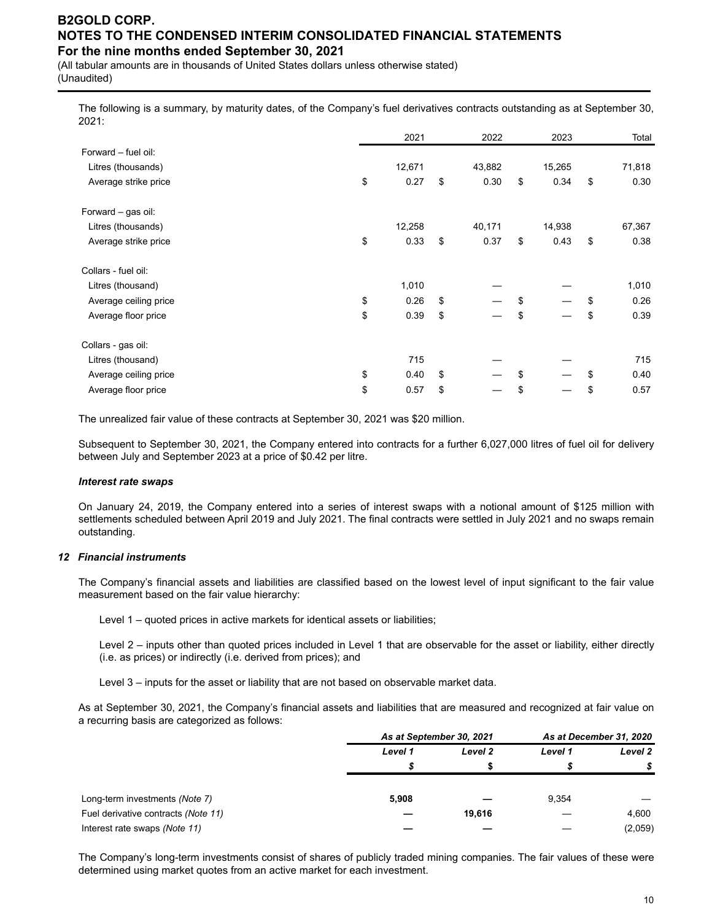The following is a summary, by maturity dates, of the Company's fuel derivatives contracts outstanding as at September 30, 2021:

| | 2021 | 2022 | 2023 | Total |
|---|---|---|---|---|
| Forward – fuel oil: | | | | |
| Litres (thousands) | 12,671 | 43,882 | 15,265 | 71,818 |
| Average strike price | $ 0.27 | $ 0.30 | $ 0.34 | $ 0.30 |
| | | | | |
| Forward – gas oil: | | | | |
| Litres (thousands) | 12,258 | 40,171 | 14,938 | 67,367 |
| Average strike price | $ 0.33 | $ 0.37 | $ 0.43 | $ 0.38 |
| | | | | |
| Collars - fuel oil: | | | | |
| Litres (thousand) | 1,010 | — | — | 1,010 |
| Average ceiling price | $ 0.26 | $ — | $ — | $ 0.26 |
| Average floor price | $ 0.39 | $ — | $ — | $ 0.39 |
| | | | | |
| Collars - gas oil: | | | | |
| Litres (thousand) | 715 | — | — | 715 |
| Average ceiling price | $ 0.40 | $ — | $ — | $ 0.40 |
| Average floor price | $ 0.57 | $ — | $ — | $ 0.57 |

The unrealized fair value of these contracts at September 30, 2021 was $20 million.

Subsequent to September 30, 2021, the Company entered into contracts for a further 6,027,000 litres of fuel oil for delivery between July and September 2023 at a price of $0.42 per litre.

***Interest rate swaps***

On January 24, 2019, the Company entered into a series of interest swaps with a notional amount of $125 million with settlements scheduled between April 2019 and July 2021. The final contracts were settled in July 2021 and no swaps remain outstanding.

## *12 Financial instruments*

The Company's financial assets and liabilities are classified based on the lowest level of input significant to the fair value measurement based on the fair value hierarchy:

Level 1 – quoted prices in active markets for identical assets or liabilities;

Level 2 – inputs other than quoted prices included in Level 1 that are observable for the asset or liability, either directly (i.e. as prices) or indirectly (i.e. derived from prices); and

Level 3 – inputs for the asset or liability that are not based on observable market data.

As at September 30, 2021, the Company's financial assets and liabilities that are measured and recognized at fair value on a recurring basis are categorized as follows:

| | *As at September 30, 2021* | | *As at December 31, 2020* | |
|---|---|---|---|---|
| | *Level 1* | *Level 2* | *Level 1* | *Level 2* |
| | *$* | *$* | *$* | *$* |
| Long-term investments *(Note 7)* | **5,908** | **—** | 9,354 | — |
| Fuel derivative contracts *(Note 11)* | **—** | **19,616** | — | 4,600 |
| Interest rate swaps *(Note 11)* | **—** | **—** | — | (2,059) |

The Company's long-term investments consist of shares of publicly traded mining companies. The fair values of these were determined using market quotes from an active market for each investment.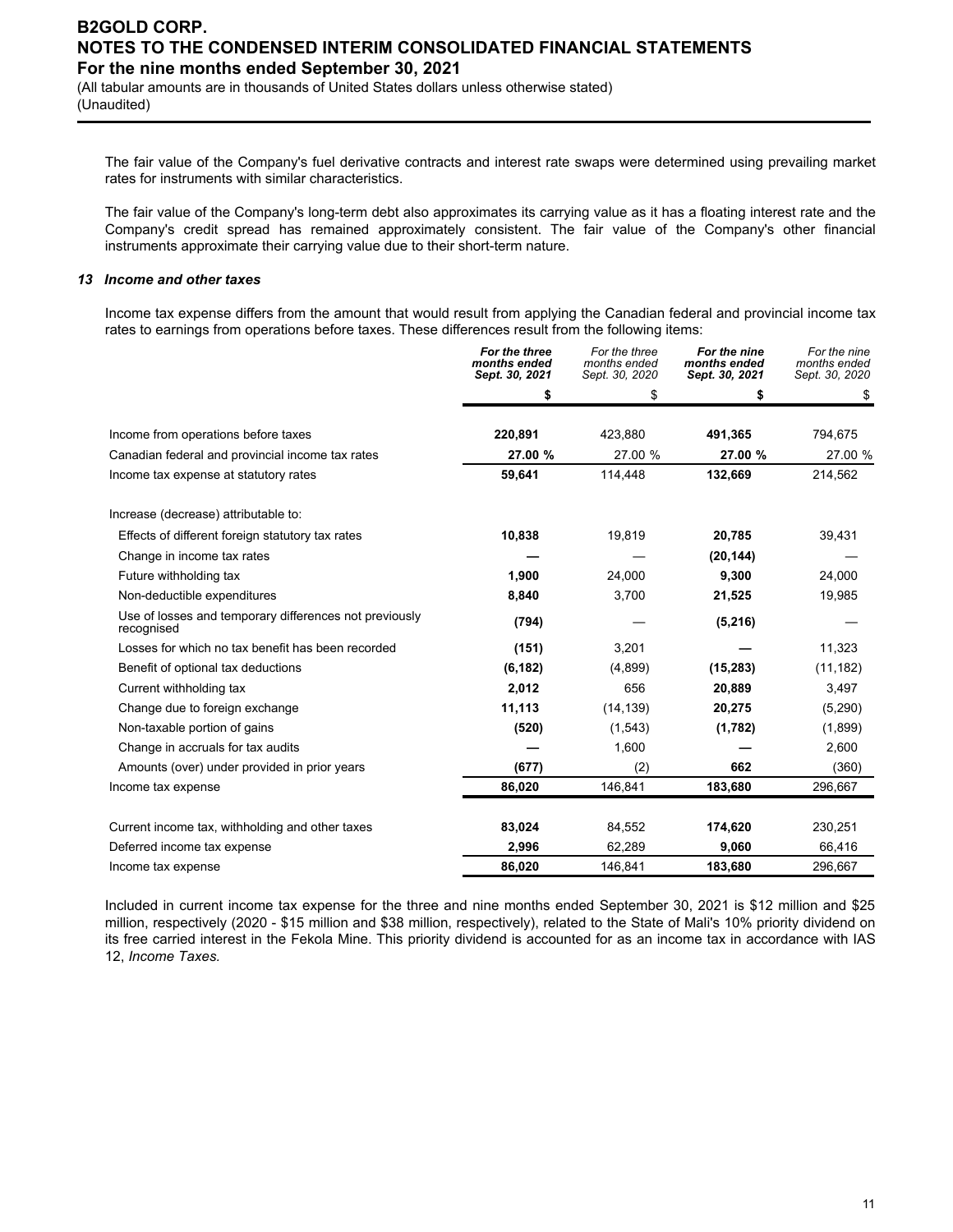The fair value of the Company's fuel derivative contracts and interest rate swaps were determined using prevailing market rates for instruments with similar characteristics.

The fair value of the Company's long-term debt also approximates its carrying value as it has a floating interest rate and the Company's credit spread has remained approximately consistent. The fair value of the Company's other financial instruments approximate their carrying value due to their short-term nature.

### *13 Income and other taxes*

Income tax expense differs from the amount that would result from applying the Canadian federal and provincial income tax rates to earnings from operations before taxes. These differences result from the following items:

| | ***For the three months ended Sept. 30, 2021*** | *For the three months ended Sept. 30, 2020* | ***For the nine months ended Sept. 30, 2021*** | *For the nine months ended Sept. 30, 2020* |
|---|---|---|---|---|
| | **$** | $ | **$** | $ |
| Income from operations before taxes | **220,891** | 423,880 | **491,365** | 794,675 |
| Canadian federal and provincial income tax rates | **27.00 %** | 27.00 % | **27.00 %** | 27.00 % |
| Income tax expense at statutory rates | **59,641** | 114,448 | **132,669** | 214,562 |
| Increase (decrease) attributable to: | | | | |
| Effects of different foreign statutory tax rates | **10,838** | 19,819 | **20,785** | 39,431 |
| Change in income tax rates | **—** | — | **(20,144)** | — |
| Future withholding tax | **1,900** | 24,000 | **9,300** | 24,000 |
| Non-deductible expenditures | **8,840** | 3,700 | **21,525** | 19,985 |
| Use of losses and temporary differences not previously recognised | **(794)** | — | **(5,216)** | — |
| Losses for which no tax benefit has been recorded | **(151)** | 3,201 | **—** | 11,323 |
| Benefit of optional tax deductions | **(6,182)** | (4,899) | **(15,283)** | (11,182) |
| Current withholding tax | **2,012** | 656 | **20,889** | 3,497 |
| Change due to foreign exchange | **11,113** | (14,139) | **20,275** | (5,290) |
| Non-taxable portion of gains | **(520)** | (1,543) | **(1,782)** | (1,899) |
| Change in accruals for tax audits | **—** | 1,600 | **—** | 2,600 |
| Amounts (over) under provided in prior years | **(677)** | (2) | **662** | (360) |
| Income tax expense | **86,020** | 146,841 | **183,680** | 296,667 |
| Current income tax, withholding and other taxes | **83,024** | 84,552 | **174,620** | 230,251 |
| Deferred income tax expense | **2,996** | 62,289 | **9,060** | 66,416 |
| Income tax expense | **86,020** | 146,841 | **183,680** | 296,667 |

Included in current income tax expense for the three and nine months ended September 30, 2021 is $12 million and $25 million, respectively (2020 - $15 million and $38 million, respectively), related to the State of Mali's 10% priority dividend on its free carried interest in the Fekola Mine. This priority dividend is accounted for as an income tax in accordance with IAS 12, *Income Taxes.*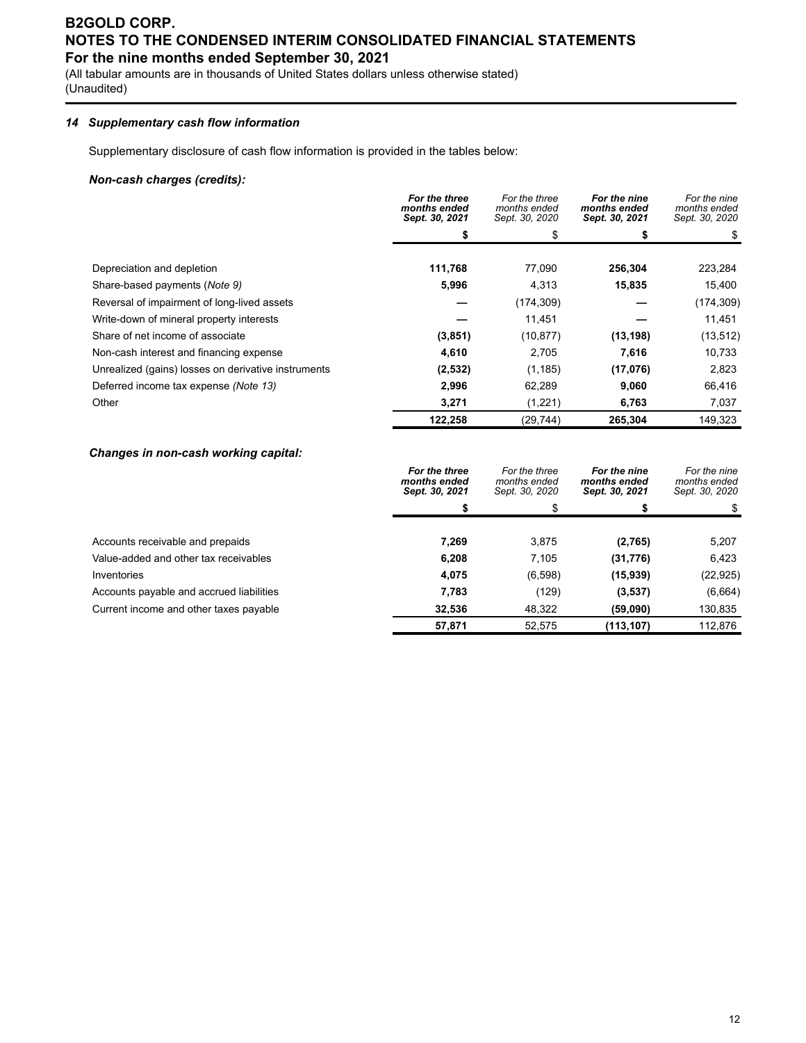### 14 Supplementary cash flow information

Supplementary disclosure of cash flow information is provided in the tables below:

***Non-cash charges (credits):***

| | For the three months ended Sept. 30, 2021 | For the three months ended Sept. 30, 2020 | For the nine months ended Sept. 30, 2021 | For the nine months ended Sept. 30, 2020 |
|---|---|---|---|---|
| | $ | $ | $ | $ |
| Depreciation and depletion | **111,768** | 77,090 | **256,304** | 223,284 |
| Share-based payments (*Note 9)* | **5,996** | 4,313 | **15,835** | 15,400 |
| Reversal of impairment of long-lived assets | **—** | (174,309) | **—** | (174,309) |
| Write-down of mineral property interests | **—** | 11,451 | **—** | 11,451 |
| Share of net income of associate | **(3,851)** | (10,877) | **(13,198)** | (13,512) |
| Non-cash interest and financing expense | **4,610** | 2,705 | **7,616** | 10,733 |
| Unrealized (gains) losses on derivative instruments | **(2,532)** | (1,185) | **(17,076)** | 2,823 |
| Deferred income tax expense *(Note 13)* | **2,996** | 62,289 | **9,060** | 66,416 |
| Other | **3,271** | (1,221) | **6,763** | 7,037 |
| | **122,258** | (29,744) | **265,304** | 149,323 |

***Changes in non-cash working capital:***

| | For the three months ended Sept. 30, 2021 | For the three months ended Sept. 30, 2020 | For the nine months ended Sept. 30, 2021 | For the nine months ended Sept. 30, 2020 |
|---|---|---|---|---|
| | $ | $ | $ | $ |
| Accounts receivable and prepaids | **7,269** | 3,875 | **(2,765)** | 5,207 |
| Value-added and other tax receivables | **6,208** | 7,105 | **(31,776)** | 6,423 |
| Inventories | **4,075** | (6,598) | **(15,939)** | (22,925) |
| Accounts payable and accrued liabilities | **7,783** | (129) | **(3,537)** | (6,664) |
| Current income and other taxes payable | **32,536** | 48,322 | **(59,090)** | 130,835 |
| | **57,871** | 52,575 | **(113,107)** | 112,876 |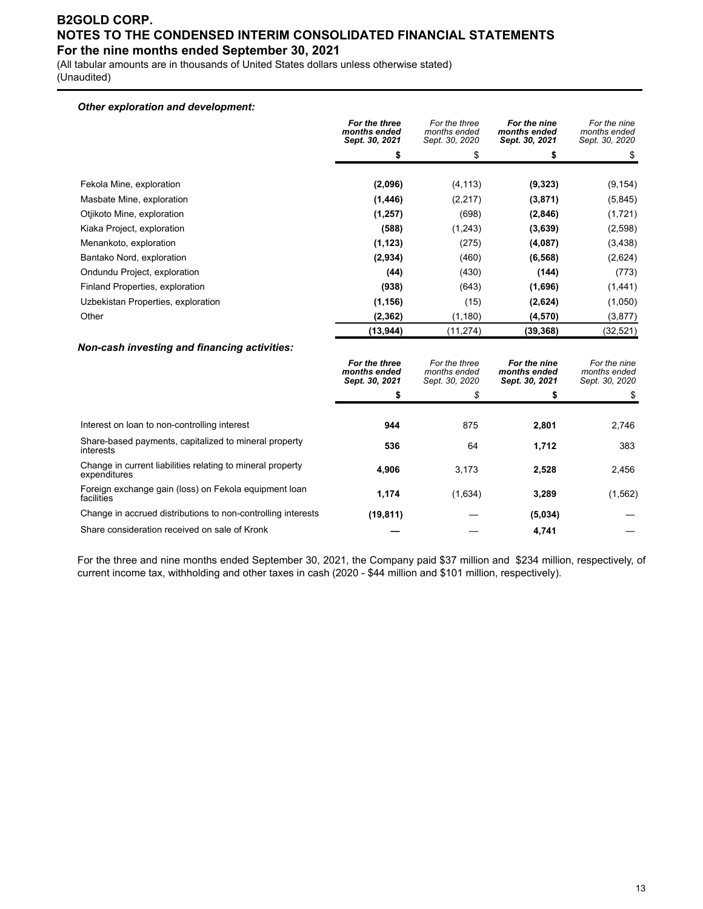# B2GOLD CORP.
# NOTES TO THE CONDENSED INTERIM CONSOLIDATED FINANCIAL STATEMENTS
## For the nine months ended September 30, 2021

(All tabular amounts are in thousands of United States dollars unless otherwise stated)
(Unaudited)

***Other exploration and development:***

| | **For the three months ended Sept. 30, 2021** | *For the three months ended Sept. 30, 2020* | **For the nine months ended Sept. 30, 2021** | *For the nine months ended Sept. 30, 2020* |
|---|---|---|---|---|
| | **$** | $ | **$** | $ |
| Fekola Mine, exploration | **(2,096)** | (4,113) | **(9,323)** | (9,154) |
| Masbate Mine, exploration | **(1,446)** | (2,217) | **(3,871)** | (5,845) |
| Otjikoto Mine, exploration | **(1,257)** | (698) | **(2,846)** | (1,721) |
| Kiaka Project, exploration | **(588)** | (1,243) | **(3,639)** | (2,598) |
| Menankoto, exploration | **(1,123)** | (275) | **(4,087)** | (3,438) |
| Bantako Nord, exploration | **(2,934)** | (460) | **(6,568)** | (2,624) |
| Ondundu Project, exploration | **(44)** | (430) | **(144)** | (773) |
| Finland Properties, exploration | **(938)** | (643) | **(1,696)** | (1,441) |
| Uzbekistan Properties, exploration | **(1,156)** | (15) | **(2,624)** | (1,050) |
| Other | **(2,362)** | (1,180) | **(4,570)** | (3,877) |
| | **(13,944)** | (11,274) | **(39,368)** | (32,521) |

***Non-cash investing and financing activities:***

| | **For the three months ended Sept. 30, 2021** | *For the three months ended Sept. 30, 2020* | **For the nine months ended Sept. 30, 2021** | *For the nine months ended Sept. 30, 2020* |
|---|---|---|---|---|
| | **$** | $ | **$** | $ |
| Interest on loan to non-controlling interest | **944** | 875 | **2,801** | 2,746 |
| Share-based payments, capitalized to mineral property interests | **536** | 64 | **1,712** | 383 |
| Change in current liabilities relating to mineral property expenditures | **4,906** | 3,173 | **2,528** | 2,456 |
| Foreign exchange gain (loss) on Fekola equipment loan facilities | **1,174** | (1,634) | **3,289** | (1,562) |
| Change in accrued distributions to non-controlling interests | **(19,811)** | — | **(5,034)** | — |
| Share consideration received on sale of Kronk | **—** | — | **4,741** | — |

For the three and nine months ended September 30, 2021, the Company paid $37 million and $234 million, respectively, of current income tax, withholding and other taxes in cash (2020 - $44 million and $101 million, respectively).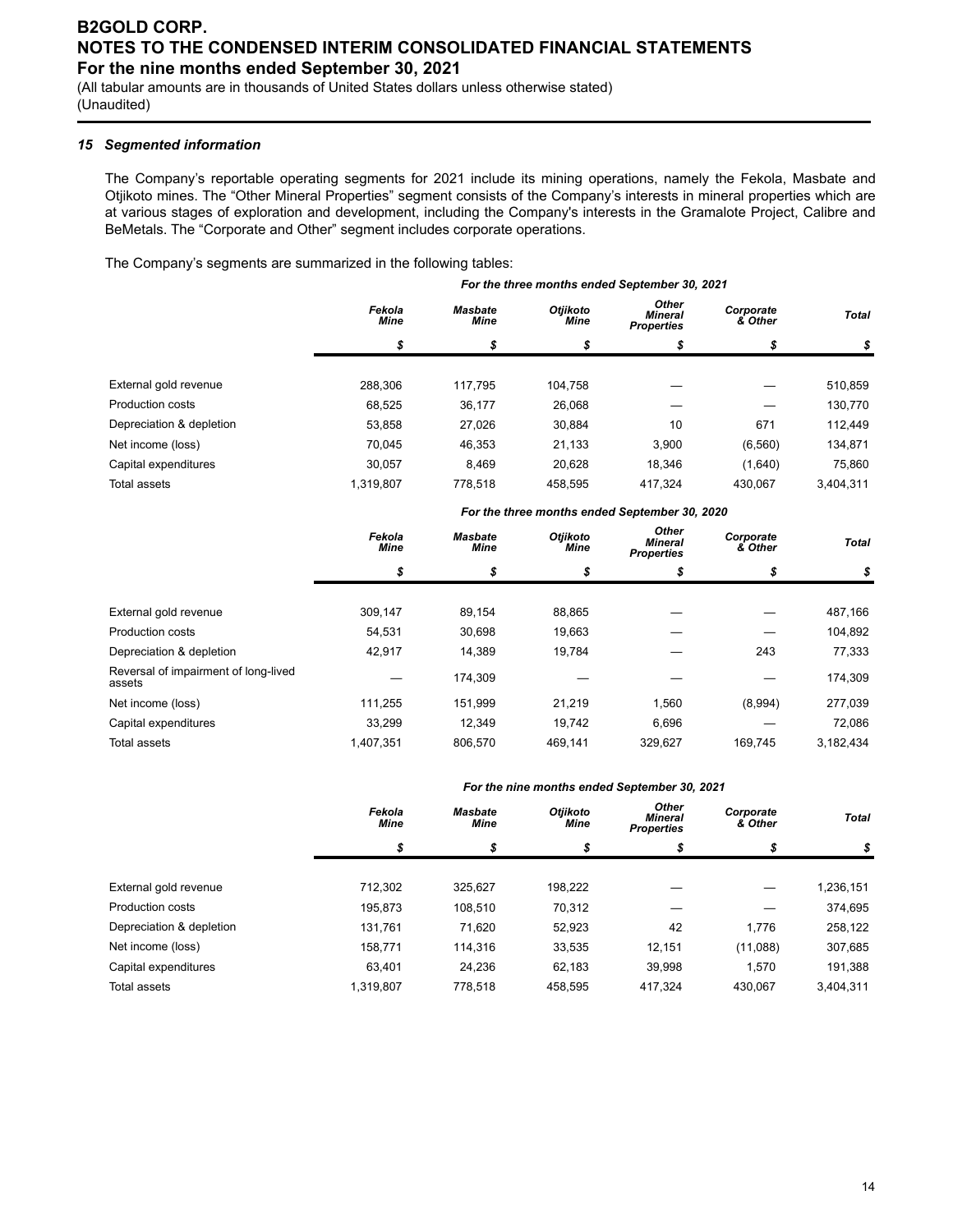### 15 Segmented information

The Company's reportable operating segments for 2021 include its mining operations, namely the Fekola, Masbate and Otjikoto mines. The "Other Mineral Properties" segment consists of the Company's interests in mineral properties which are at various stages of exploration and development, including the Company's interests in the Gramalote Project, Calibre and BeMetals. The "Corporate and Other" segment includes corporate operations.

The Company's segments are summarized in the following tables:

| | *For the three months ended September 30, 2021* | | | | | |
|---|---|---|---|---|---|---|
| | *Fekola Mine* | *Masbate Mine* | *Otjikoto Mine* | *Other Mineral Properties* | *Corporate & Other* | *Total* |
| | *$* | *$* | *$* | *$* | *$* | *$* |
| External gold revenue | 288,306 | 117,795 | 104,758 | — | — | 510,859 |
| Production costs | 68,525 | 36,177 | 26,068 | — | — | 130,770 |
| Depreciation & depletion | 53,858 | 27,026 | 30,884 | 10 | 671 | 112,449 |
| Net income (loss) | 70,045 | 46,353 | 21,133 | 3,900 | (6,560) | 134,871 |
| Capital expenditures | 30,057 | 8,469 | 20,628 | 18,346 | (1,640) | 75,860 |
| Total assets | 1,319,807 | 778,518 | 458,595 | 417,324 | 430,067 | 3,404,311 |

| | *For the three months ended September 30, 2020* | | | | | |
|---|---|---|---|---|---|---|
| | *Fekola Mine* | *Masbate Mine* | *Otjikoto Mine* | *Other Mineral Properties* | *Corporate & Other* | *Total* |
| | *$* | *$* | *$* | *$* | *$* | *$* |
| External gold revenue | 309,147 | 89,154 | 88,865 | — | — | 487,166 |
| Production costs | 54,531 | 30,698 | 19,663 | — | — | 104,892 |
| Depreciation & depletion | 42,917 | 14,389 | 19,784 | — | 243 | 77,333 |
| Reversal of impairment of long-lived assets | — | 174,309 | — | — | — | 174,309 |
| Net income (loss) | 111,255 | 151,999 | 21,219 | 1,560 | (8,994) | 277,039 |
| Capital expenditures | 33,299 | 12,349 | 19,742 | 6,696 | — | 72,086 |
| Total assets | 1,407,351 | 806,570 | 469,141 | 329,627 | 169,745 | 3,182,434 |

| | *For the nine months ended September 30, 2021* | | | | | |
|---|---|---|---|---|---|---|
| | *Fekola Mine* | *Masbate Mine* | *Otjikoto Mine* | *Other Mineral Properties* | *Corporate & Other* | *Total* |
| | *$* | *$* | *$* | *$* | *$* | *$* |
| External gold revenue | 712,302 | 325,627 | 198,222 | — | — | 1,236,151 |
| Production costs | 195,873 | 108,510 | 70,312 | — | — | 374,695 |
| Depreciation & depletion | 131,761 | 71,620 | 52,923 | 42 | 1,776 | 258,122 |
| Net income (loss) | 158,771 | 114,316 | 33,535 | 12,151 | (11,088) | 307,685 |
| Capital expenditures | 63,401 | 24,236 | 62,183 | 39,998 | 1,570 | 191,388 |
| Total assets | 1,319,807 | 778,518 | 458,595 | 417,324 | 430,067 | 3,404,311 |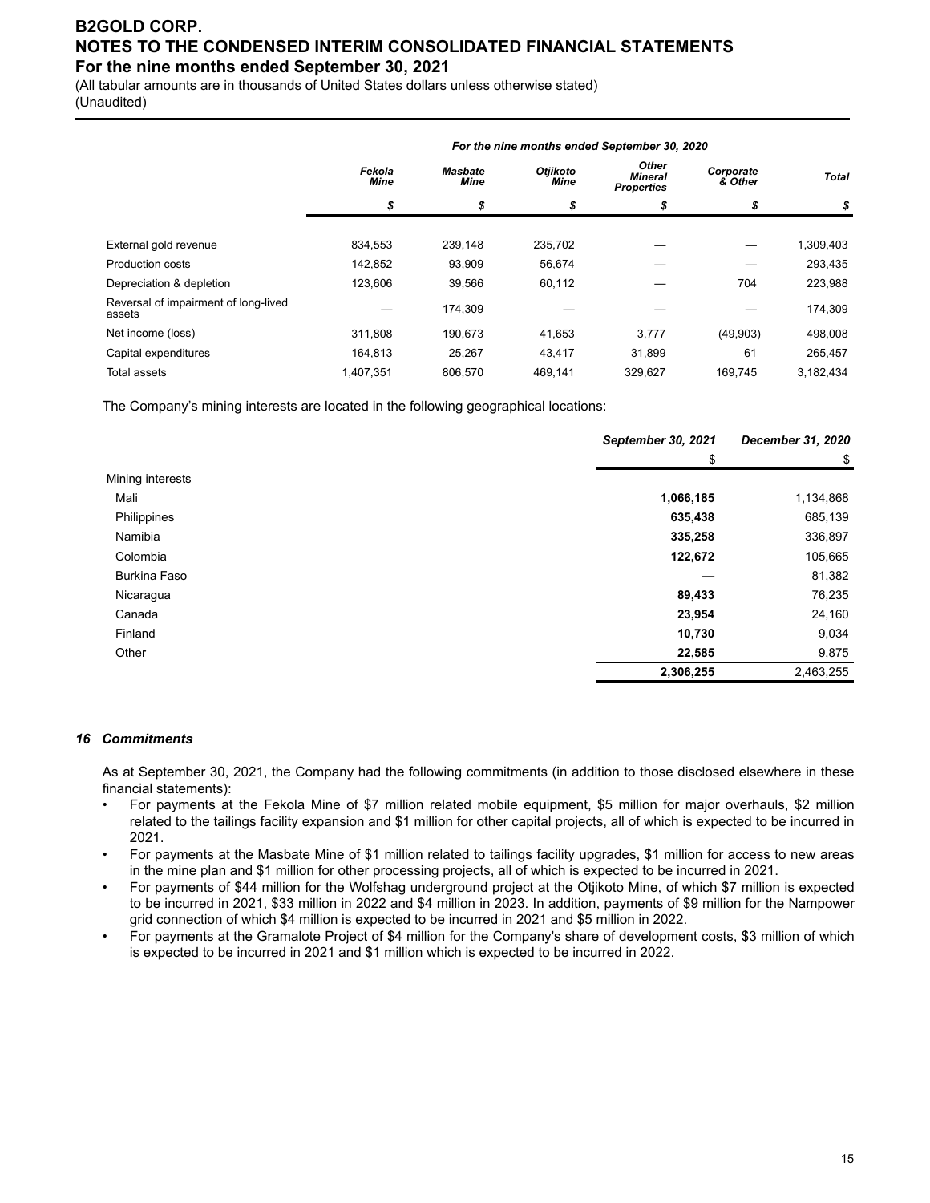(All tabular amounts are in thousands of United States dollars unless otherwise stated)
(Unaudited)

| | For the nine months ended September 30, 2020 | | | | | |
|---|---|---|---|---|---|---|
| | Fekola Mine | Masbate Mine | Otjikoto Mine | Other Mineral Properties | Corporate & Other | Total |
| | $ | $ | $ | $ | $ | $ |
| External gold revenue | 834,553 | 239,148 | 235,702 | — | — | 1,309,403 |
| Production costs | 142,852 | 93,909 | 56,674 | — | — | 293,435 |
| Depreciation & depletion | 123,606 | 39,566 | 60,112 | — | 704 | 223,988 |
| Reversal of impairment of long-lived assets | — | 174,309 | — | — | — | 174,309 |
| Net income (loss) | 311,808 | 190,673 | 41,653 | 3,777 | (49,903) | 498,008 |
| Capital expenditures | 164,813 | 25,267 | 43,417 | 31,899 | 61 | 265,457 |
| Total assets | 1,407,351 | 806,570 | 469,141 | 329,627 | 169,745 | 3,182,434 |

The Company's mining interests are located in the following geographical locations:

| | September 30, 2021 | December 31, 2020 |
|---|---|---|
| | $ | $ |
| Mining interests | | |
| Mali | **1,066,185** | 1,134,868 |
| Philippines | **635,438** | 685,139 |
| Namibia | **335,258** | 336,897 |
| Colombia | **122,672** | 105,665 |
| Burkina Faso | **—** | 81,382 |
| Nicaragua | **89,433** | 76,235 |
| Canada | **23,954** | 24,160 |
| Finland | **10,730** | 9,034 |
| Other | **22,585** | 9,875 |
| | **2,306,255** | 2,463,255 |

### *16 Commitments*

As at September 30, 2021, the Company had the following commitments (in addition to those disclosed elsewhere in these financial statements):

- For payments at the Fekola Mine of $7 million related mobile equipment, $5 million for major overhauls, $2 million related to the tailings facility expansion and $1 million for other capital projects, all of which is expected to be incurred in 2021.
- For payments at the Masbate Mine of $1 million related to tailings facility upgrades, $1 million for access to new areas in the mine plan and $1 million for other processing projects, all of which is expected to be incurred in 2021.
- For payments of $44 million for the Wolfshag underground project at the Otjikoto Mine, of which $7 million is expected to be incurred in 2021, $33 million in 2022 and $4 million in 2023. In addition, payments of $9 million for the Nampower grid connection of which $4 million is expected to be incurred in 2021 and $5 million in 2022.
- For payments at the Gramalote Project of $4 million for the Company's share of development costs, $3 million of which is expected to be incurred in 2021 and $1 million which is expected to be incurred in 2022.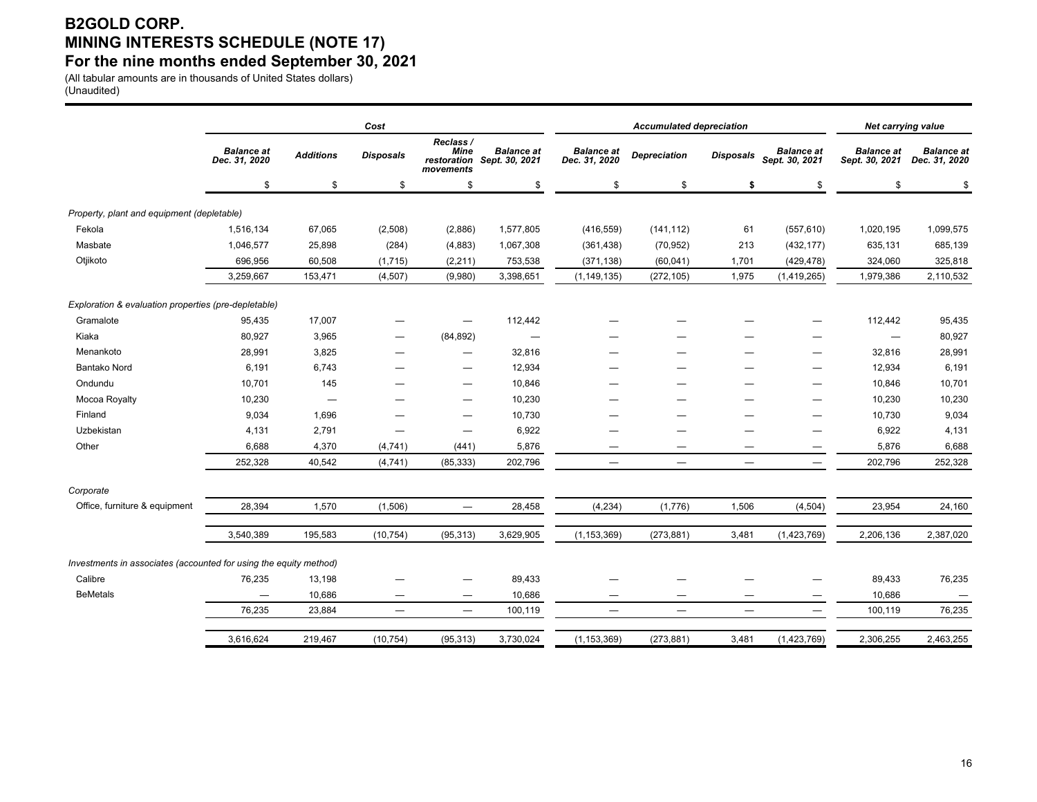# B2GOLD CORP.
# MINING INTERESTS SCHEDULE (NOTE 17)
# For the nine months ended September 30, 2021

(All tabular amounts are in thousands of United States dollars)
(Unaudited)

| | Cost | | | | | Accumulated depreciation | | | | Net carrying value | |
|---|---|---|---|---|---|---|---|---|---|---|---|
| | *Balance at Dec. 31, 2020* | *Additions* | *Disposals* | *Reclass / Mine restoration movements* | *Balance at Sept. 30, 2021* | *Balance at Dec. 31, 2020* | *Depreciation* | *Disposals* | *Balance at Sept. 30, 2021* | *Balance at Sept. 30, 2021* | *Balance at Dec. 31, 2020* |
| | $ | $ | $ | $ | $ | $ | $ | **$** | $ | $ | $ |
| *Property, plant and equipment (depletable)* | | | | | | | | | | | |
| Fekola | 1,516,134 | 67,065 | (2,508) | (2,886) | 1,577,805 | (416,559) | (141,112) | 61 | (557,610) | 1,020,195 | 1,099,575 |
| Masbate | 1,046,577 | 25,898 | (284) | (4,883) | 1,067,308 | (361,438) | (70,952) | 213 | (432,177) | 635,131 | 685,139 |
| Otjikoto | 696,956 | 60,508 | (1,715) | (2,211) | 753,538 | (371,138) | (60,041) | 1,701 | (429,478) | 324,060 | 325,818 |
| | 3,259,667 | 153,471 | (4,507) | (9,980) | 3,398,651 | (1,149,135) | (272,105) | 1,975 | (1,419,265) | 1,979,386 | 2,110,532 |
| *Exploration & evaluation properties (pre-depletable)* | | | | | | | | | | | |
| Gramalote | 95,435 | 17,007 | — | — | 112,442 | — | — | — | — | 112,442 | 95,435 |
| Kiaka | 80,927 | 3,965 | — | (84,892) | — | — | — | — | — | — | 80,927 |
| Menankoto | 28,991 | 3,825 | — | — | 32,816 | — | — | — | — | 32,816 | 28,991 |
| Bantako Nord | 6,191 | 6,743 | — | — | 12,934 | — | — | — | — | 12,934 | 6,191 |
| Ondundu | 10,701 | 145 | — | — | 10,846 | — | — | — | — | 10,846 | 10,701 |
| Mocoa Royalty | 10,230 | — | — | — | 10,230 | — | — | — | — | 10,230 | 10,230 |
| Finland | 9,034 | 1,696 | — | — | 10,730 | — | — | — | — | 10,730 | 9,034 |
| Uzbekistan | 4,131 | 2,791 | — | — | 6,922 | — | — | — | — | 6,922 | 4,131 |
| Other | 6,688 | 4,370 | (4,741) | (441) | 5,876 | — | — | — | — | 5,876 | 6,688 |
| | 252,328 | 40,542 | (4,741) | (85,333) | 202,796 | — | — | — | — | 202,796 | 252,328 |
| *Corporate* | | | | | | | | | | | |
| Office, furniture & equipment | 28,394 | 1,570 | (1,506) | — | 28,458 | (4,234) | (1,776) | 1,506 | (4,504) | 23,954 | 24,160 |
| | 3,540,389 | 195,583 | (10,754) | (95,313) | 3,629,905 | (1,153,369) | (273,881) | 3,481 | (1,423,769) | 2,206,136 | 2,387,020 |
| *Investments in associates (accounted for using the equity method)* | | | | | | | | | | | |
| Calibre | 76,235 | 13,198 | — | — | 89,433 | — | — | — | — | 89,433 | 76,235 |
| BeMetals | — | 10,686 | — | — | 10,686 | — | — | — | — | 10,686 | — |
| | 76,235 | 23,884 | — | — | 100,119 | — | — | — | — | 100,119 | 76,235 |
| | 3,616,624 | 219,467 | (10,754) | (95,313) | 3,730,024 | (1,153,369) | (273,881) | 3,481 | (1,423,769) | 2,306,255 | 2,463,255 |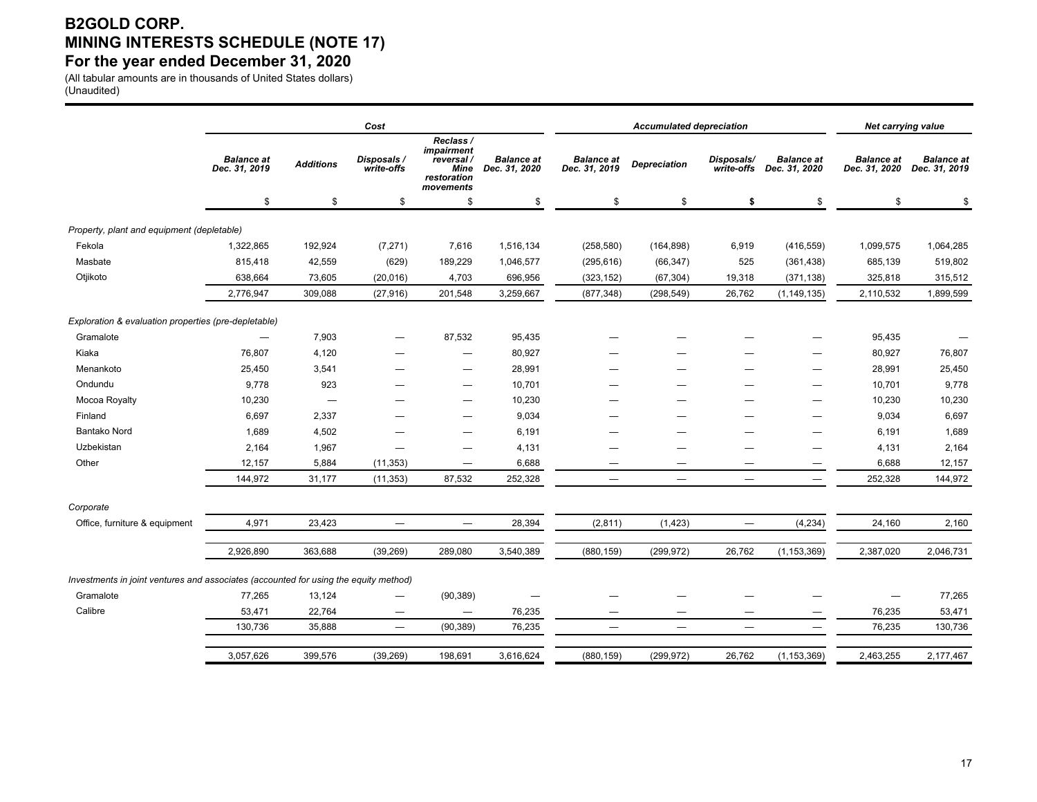# B2GOLD CORP.
# MINING INTERESTS SCHEDULE (NOTE 17)
# For the year ended December 31, 2020

(All tabular amounts are in thousands of United States dollars)
(Unaudited)

| | Cost | | | | | Accumulated depreciation | | | | Net carrying value | |
|---|---|---|---|---|---|---|---|---|---|---|---|
| | Balance at Dec. 31, 2019 | Additions | Disposals / write-offs | Reclass / impairment reversal / Mine restoration movements | Balance at Dec. 31, 2020 | Balance at Dec. 31, 2019 | Depreciation | Disposals/ write-offs | Balance at Dec. 31, 2020 | Balance at Dec. 31, 2020 | Balance at Dec. 31, 2019 |
| | $ | $ | $ | $ | $ | $ | $ | $ | $ | $ | $ |
| *Property, plant and equipment (depletable)* | | | | | | | | | | | |
| Fekola | 1,322,865 | 192,924 | (7,271) | 7,616 | 1,516,134 | (258,580) | (164,898) | 6,919 | (416,559) | 1,099,575 | 1,064,285 |
| Masbate | 815,418 | 42,559 | (629) | 189,229 | 1,046,577 | (295,616) | (66,347) | 525 | (361,438) | 685,139 | 519,802 |
| Otjikoto | 638,664 | 73,605 | (20,016) | 4,703 | 696,956 | (323,152) | (67,304) | 19,318 | (371,138) | 325,818 | 315,512 |
| | 2,776,947 | 309,088 | (27,916) | 201,548 | 3,259,667 | (877,348) | (298,549) | 26,762 | (1,149,135) | 2,110,532 | 1,899,599 |
| *Exploration & evaluation properties (pre-depletable)* | | | | | | | | | | | |
| Gramalote | — | 7,903 | — | 87,532 | 95,435 | — | — | — | — | 95,435 | — |
| Kiaka | 76,807 | 4,120 | — | — | 80,927 | — | — | — | — | 80,927 | 76,807 |
| Menankoto | 25,450 | 3,541 | — | — | 28,991 | — | — | — | — | 28,991 | 25,450 |
| Ondundu | 9,778 | 923 | — | — | 10,701 | — | — | — | — | 10,701 | 9,778 |
| Mocoa Royalty | 10,230 | — | — | — | 10,230 | — | — | — | — | 10,230 | 10,230 |
| Finland | 6,697 | 2,337 | — | — | 9,034 | — | — | — | — | 9,034 | 6,697 |
| Bantako Nord | 1,689 | 4,502 | — | — | 6,191 | — | — | — | — | 6,191 | 1,689 |
| Uzbekistan | 2,164 | 1,967 | — | — | 4,131 | — | — | — | — | 4,131 | 2,164 |
| Other | 12,157 | 5,884 | (11,353) | — | 6,688 | — | — | — | — | 6,688 | 12,157 |
| | 144,972 | 31,177 | (11,353) | 87,532 | 252,328 | — | — | — | — | 252,328 | 144,972 |
| *Corporate* | | | | | | | | | | | |
| Office, furniture & equipment | 4,971 | 23,423 | — | — | 28,394 | (2,811) | (1,423) | — | (4,234) | 24,160 | 2,160 |
| | 2,926,890 | 363,688 | (39,269) | 289,080 | 3,540,389 | (880,159) | (299,972) | 26,762 | (1,153,369) | 2,387,020 | 2,046,731 |
| *Investments in joint ventures and associates (accounted for using the equity method)* | | | | | | | | | | | |
| Gramalote | 77,265 | 13,124 | — | (90,389) | — | — | — | — | — | — | 77,265 |
| Calibre | 53,471 | 22,764 | — | — | 76,235 | — | — | — | — | 76,235 | 53,471 |
| | 130,736 | 35,888 | — | (90,389) | 76,235 | — | — | — | — | 76,235 | 130,736 |
| | 3,057,626 | 399,576 | (39,269) | 198,691 | 3,616,624 | (880,159) | (299,972) | 26,762 | (1,153,369) | 2,463,255 | 2,177,467 |